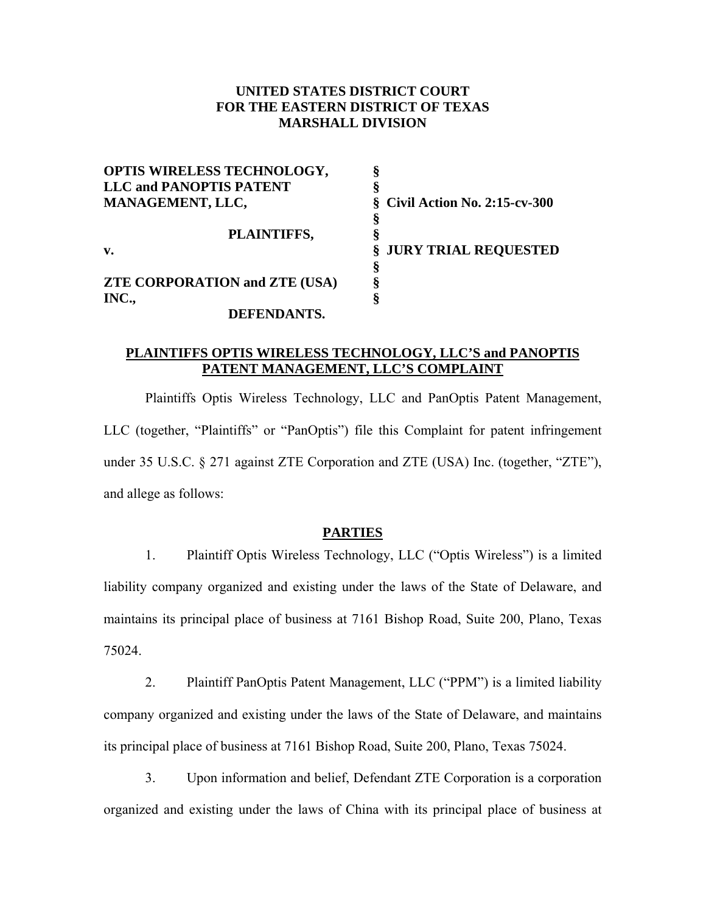**UNITED STATES DISTRICT COURT**
**FOR THE EASTERN DISTRICT OF TEXAS**
**MARSHALL DIVISION**

| | | |
|---|---|---|
| **OPTIS WIRELESS TECHNOLOGY, LLC and PANOPTIS PATENT MANAGEMENT, LLC,** | § | |
| | § | **Civil Action No. 2:15-cv-300** |
| **PLAINTIFFS,** | § | |
| **v.** | § | **JURY TRIAL REQUESTED** |
| | § | |
| **ZTE CORPORATION and ZTE (USA) INC.,** | § | |
| **DEFENDANTS.** | § | |

**PLAINTIFFS OPTIS WIRELESS TECHNOLOGY, LLC'S and PANOPTIS PATENT MANAGEMENT, LLC'S COMPLAINT**

Plaintiffs Optis Wireless Technology, LLC and PanOptis Patent Management, LLC (together, "Plaintiffs" or "PanOptis") file this Complaint for patent infringement under 35 U.S.C. § 271 against ZTE Corporation and ZTE (USA) Inc. (together, "ZTE"), and allege as follows:

## PARTIES

1. Plaintiff Optis Wireless Technology, LLC ("Optis Wireless") is a limited liability company organized and existing under the laws of the State of Delaware, and maintains its principal place of business at 7161 Bishop Road, Suite 200, Plano, Texas 75024.

2. Plaintiff PanOptis Patent Management, LLC ("PPM") is a limited liability company organized and existing under the laws of the State of Delaware, and maintains its principal place of business at 7161 Bishop Road, Suite 200, Plano, Texas 75024.

3. Upon information and belief, Defendant ZTE Corporation is a corporation organized and existing under the laws of China with its principal place of business at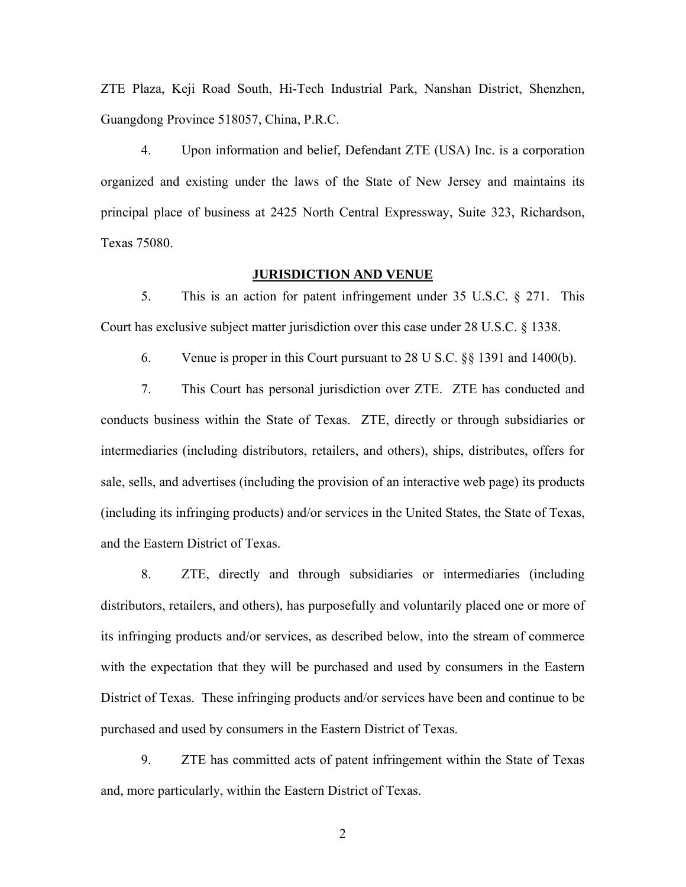ZTE Plaza, Keji Road South, Hi-Tech Industrial Park, Nanshan District, Shenzhen, Guangdong Province 518057, China, P.R.C.

4. Upon information and belief, Defendant ZTE (USA) Inc. is a corporation organized and existing under the laws of the State of New Jersey and maintains its principal place of business at 2425 North Central Expressway, Suite 323, Richardson, Texas 75080.

## JURISDICTION AND VENUE

5. This is an action for patent infringement under 35 U.S.C. § 271. This Court has exclusive subject matter jurisdiction over this case under 28 U.S.C. § 1338.

6. Venue is proper in this Court pursuant to 28 U S.C. §§ 1391 and 1400(b).

7. This Court has personal jurisdiction over ZTE. ZTE has conducted and conducts business within the State of Texas. ZTE, directly or through subsidiaries or intermediaries (including distributors, retailers, and others), ships, distributes, offers for sale, sells, and advertises (including the provision of an interactive web page) its products (including its infringing products) and/or services in the United States, the State of Texas, and the Eastern District of Texas.

8. ZTE, directly and through subsidiaries or intermediaries (including distributors, retailers, and others), has purposefully and voluntarily placed one or more of its infringing products and/or services, as described below, into the stream of commerce with the expectation that they will be purchased and used by consumers in the Eastern District of Texas. These infringing products and/or services have been and continue to be purchased and used by consumers in the Eastern District of Texas.

9. ZTE has committed acts of patent infringement within the State of Texas and, more particularly, within the Eastern District of Texas.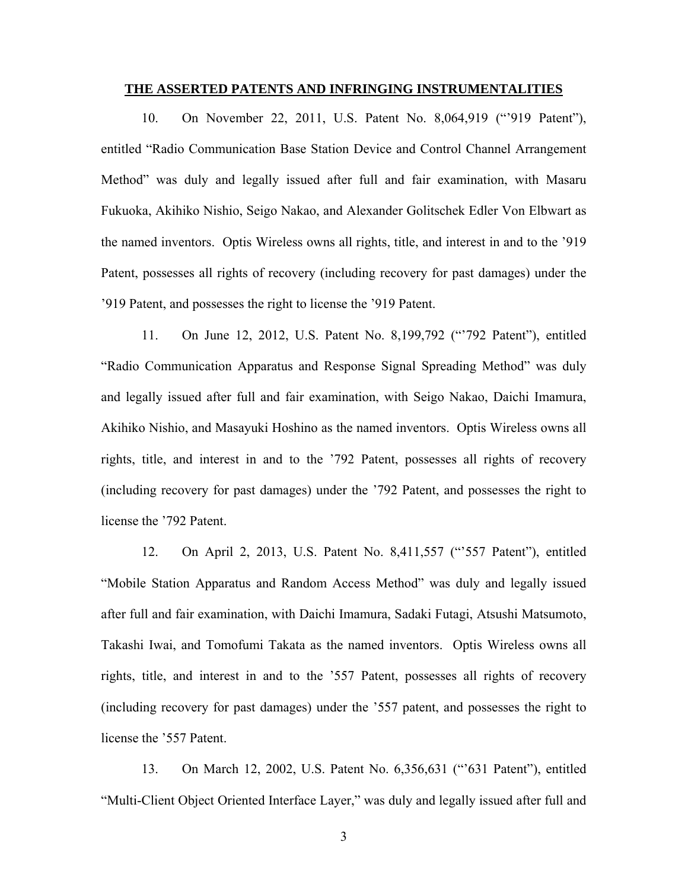**THE ASSERTED PATENTS AND INFRINGING INSTRUMENTALITIES**

10. On November 22, 2011, U.S. Patent No. 8,064,919 ("'919 Patent"), entitled "Radio Communication Base Station Device and Control Channel Arrangement Method" was duly and legally issued after full and fair examination, with Masaru Fukuoka, Akihiko Nishio, Seigo Nakao, and Alexander Golitschek Edler Von Elbwart as the named inventors. Optis Wireless owns all rights, title, and interest in and to the '919 Patent, possesses all rights of recovery (including recovery for past damages) under the '919 Patent, and possesses the right to license the '919 Patent.

11. On June 12, 2012, U.S. Patent No. 8,199,792 ("'792 Patent"), entitled "Radio Communication Apparatus and Response Signal Spreading Method" was duly and legally issued after full and fair examination, with Seigo Nakao, Daichi Imamura, Akihiko Nishio, and Masayuki Hoshino as the named inventors. Optis Wireless owns all rights, title, and interest in and to the '792 Patent, possesses all rights of recovery (including recovery for past damages) under the '792 Patent, and possesses the right to license the '792 Patent.

12. On April 2, 2013, U.S. Patent No. 8,411,557 ("'557 Patent"), entitled "Mobile Station Apparatus and Random Access Method" was duly and legally issued after full and fair examination, with Daichi Imamura, Sadaki Futagi, Atsushi Matsumoto, Takashi Iwai, and Tomofumi Takata as the named inventors. Optis Wireless owns all rights, title, and interest in and to the '557 Patent, possesses all rights of recovery (including recovery for past damages) under the '557 patent, and possesses the right to license the '557 Patent.

13. On March 12, 2002, U.S. Patent No. 6,356,631 ("'631 Patent"), entitled "Multi-Client Object Oriented Interface Layer," was duly and legally issued after full and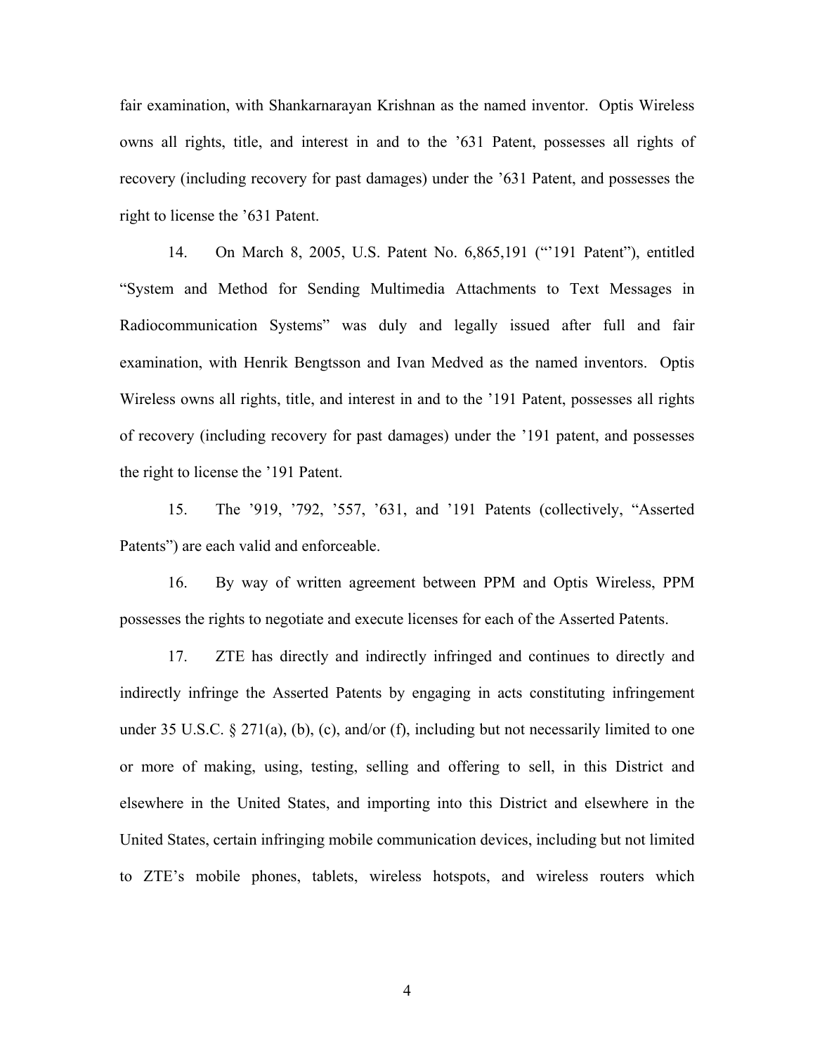fair examination, with Shankarnarayan Krishnan as the named inventor. Optis Wireless owns all rights, title, and interest in and to the '631 Patent, possesses all rights of recovery (including recovery for past damages) under the '631 Patent, and possesses the right to license the '631 Patent.

14. On March 8, 2005, U.S. Patent No. 6,865,191 ("'191 Patent"), entitled "System and Method for Sending Multimedia Attachments to Text Messages in Radiocommunication Systems" was duly and legally issued after full and fair examination, with Henrik Bengtsson and Ivan Medved as the named inventors. Optis Wireless owns all rights, title, and interest in and to the '191 Patent, possesses all rights of recovery (including recovery for past damages) under the '191 patent, and possesses the right to license the '191 Patent.

15. The '919, '792, '557, '631, and '191 Patents (collectively, "Asserted Patents") are each valid and enforceable.

16. By way of written agreement between PPM and Optis Wireless, PPM possesses the rights to negotiate and execute licenses for each of the Asserted Patents.

17. ZTE has directly and indirectly infringed and continues to directly and indirectly infringe the Asserted Patents by engaging in acts constituting infringement under 35 U.S.C. § 271(a), (b), (c), and/or (f), including but not necessarily limited to one or more of making, using, testing, selling and offering to sell, in this District and elsewhere in the United States, and importing into this District and elsewhere in the United States, certain infringing mobile communication devices, including but not limited to ZTE's mobile phones, tablets, wireless hotspots, and wireless routers which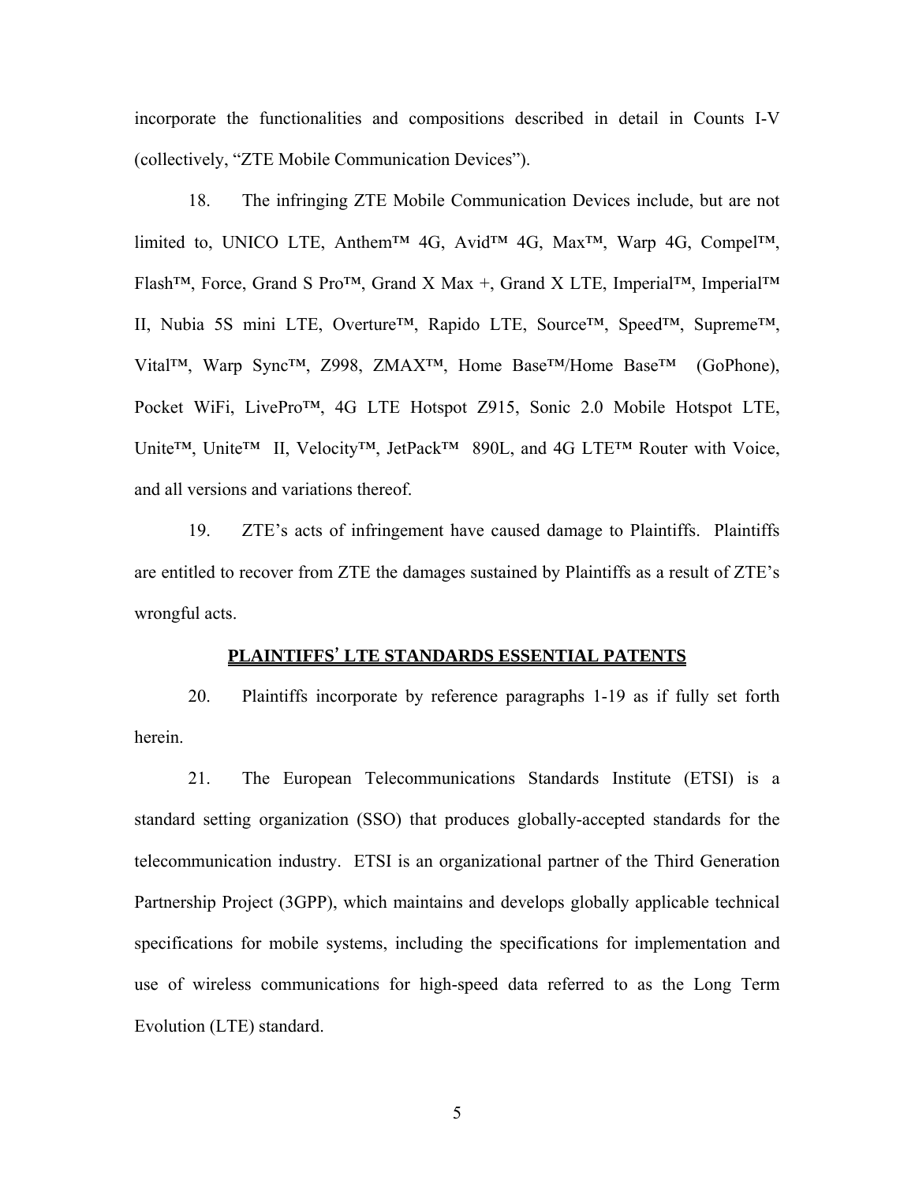incorporate the functionalities and compositions described in detail in Counts I-V (collectively, "ZTE Mobile Communication Devices").

18. The infringing ZTE Mobile Communication Devices include, but are not limited to, UNICO LTE, Anthem™ 4G, Avid™ 4G, Max™, Warp 4G, Compel™, Flash™, Force, Grand S Pro™, Grand X Max +, Grand X LTE, Imperial™, Imperial™ II, Nubia 5S mini LTE, Overture™, Rapido LTE, Source™, Speed™, Supreme™, Vital™, Warp Sync™, Z998, ZMAX™, Home Base™/Home Base™ (GoPhone), Pocket WiFi, LivePro™, 4G LTE Hotspot Z915, Sonic 2.0 Mobile Hotspot LTE, Unite™, Unite™ II, Velocity™, JetPack™ 890L, and 4G LTE™ Router with Voice, and all versions and variations thereof.

19. ZTE's acts of infringement have caused damage to Plaintiffs. Plaintiffs are entitled to recover from ZTE the damages sustained by Plaintiffs as a result of ZTE's wrongful acts.

## PLAINTIFFS' LTE STANDARDS ESSENTIAL PATENTS

20. Plaintiffs incorporate by reference paragraphs 1-19 as if fully set forth herein.

21. The European Telecommunications Standards Institute (ETSI) is a standard setting organization (SSO) that produces globally-accepted standards for the telecommunication industry. ETSI is an organizational partner of the Third Generation Partnership Project (3GPP), which maintains and develops globally applicable technical specifications for mobile systems, including the specifications for implementation and use of wireless communications for high-speed data referred to as the Long Term Evolution (LTE) standard.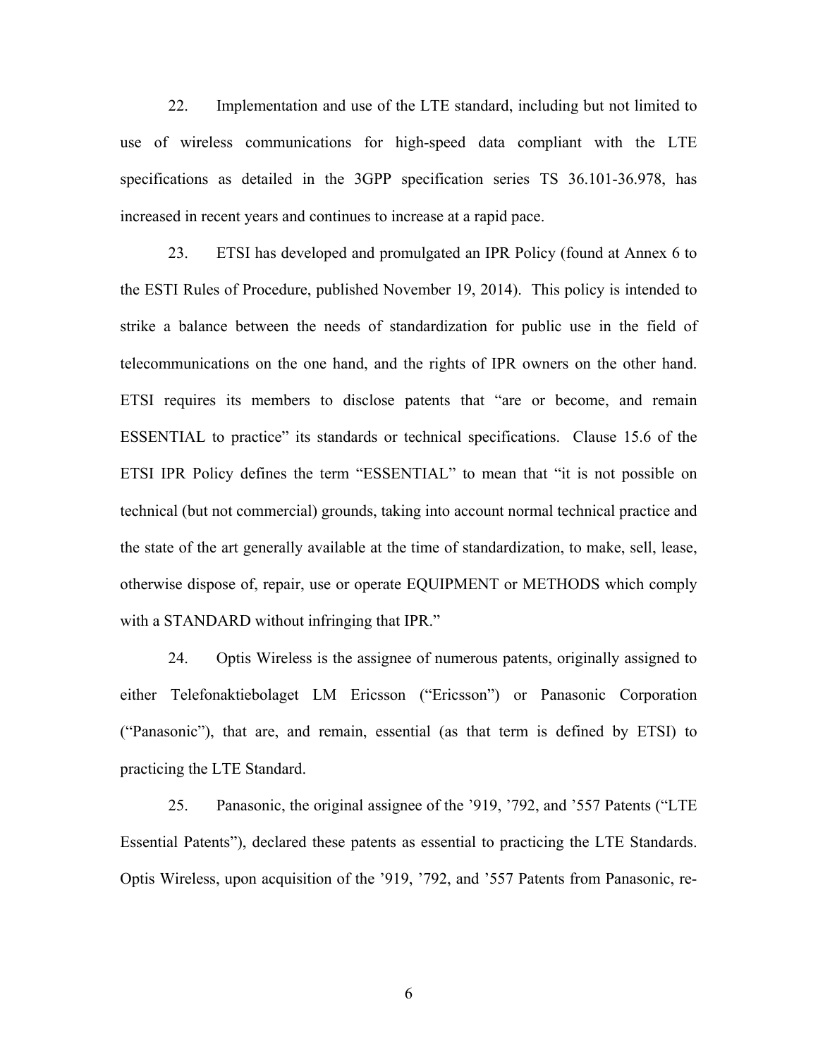22. Implementation and use of the LTE standard, including but not limited to use of wireless communications for high-speed data compliant with the LTE specifications as detailed in the 3GPP specification series TS 36.101-36.978, has increased in recent years and continues to increase at a rapid pace.

23. ETSI has developed and promulgated an IPR Policy (found at Annex 6 to the ESTI Rules of Procedure, published November 19, 2014). This policy is intended to strike a balance between the needs of standardization for public use in the field of telecommunications on the one hand, and the rights of IPR owners on the other hand. ETSI requires its members to disclose patents that "are or become, and remain ESSENTIAL to practice" its standards or technical specifications. Clause 15.6 of the ETSI IPR Policy defines the term "ESSENTIAL" to mean that "it is not possible on technical (but not commercial) grounds, taking into account normal technical practice and the state of the art generally available at the time of standardization, to make, sell, lease, otherwise dispose of, repair, use or operate EQUIPMENT or METHODS which comply with a STANDARD without infringing that IPR."

24. Optis Wireless is the assignee of numerous patents, originally assigned to either Telefonaktiebolaget LM Ericsson ("Ericsson") or Panasonic Corporation ("Panasonic"), that are, and remain, essential (as that term is defined by ETSI) to practicing the LTE Standard.

25. Panasonic, the original assignee of the '919, '792, and '557 Patents ("LTE Essential Patents"), declared these patents as essential to practicing the LTE Standards. Optis Wireless, upon acquisition of the '919, '792, and '557 Patents from Panasonic, re-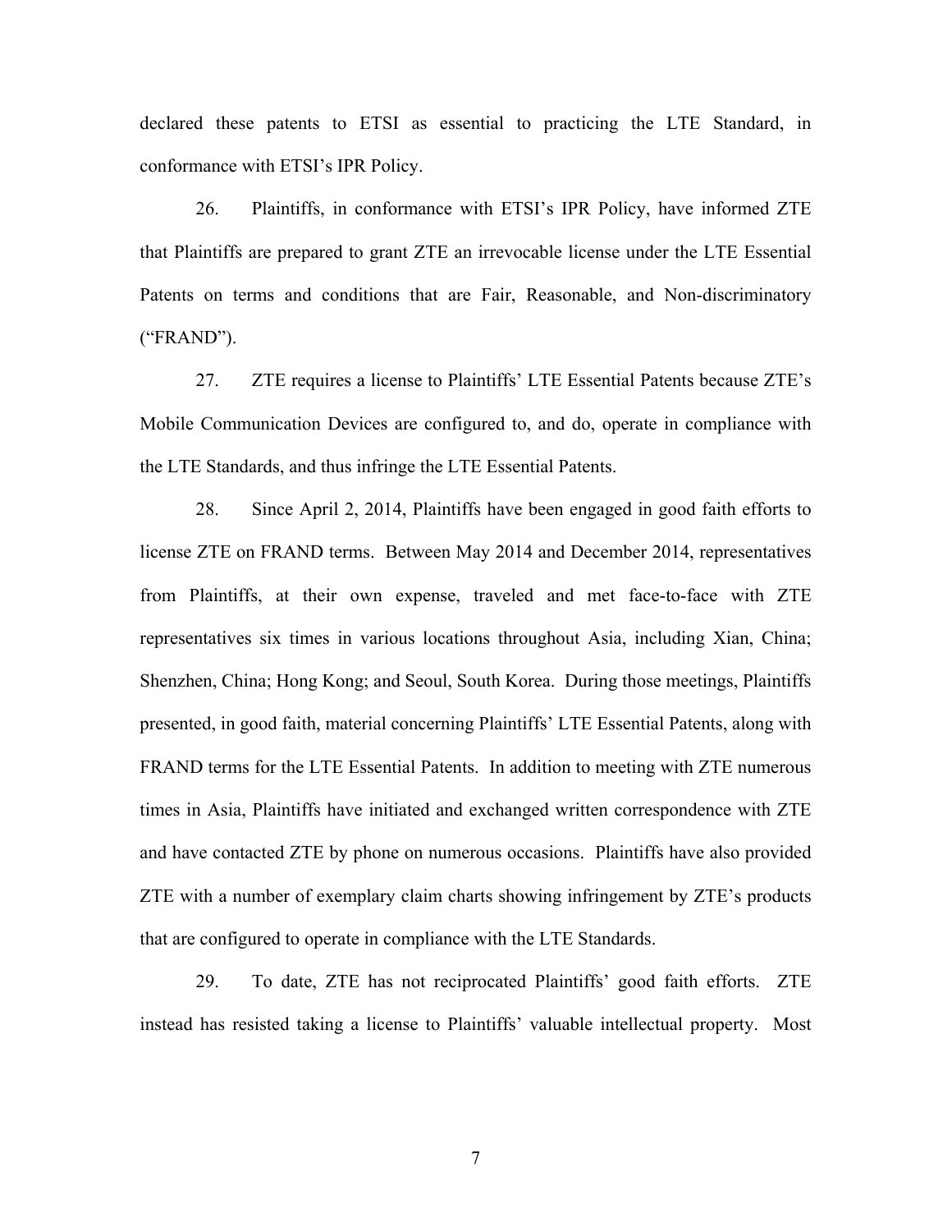declared these patents to ETSI as essential to practicing the LTE Standard, in conformance with ETSI's IPR Policy.

26. Plaintiffs, in conformance with ETSI's IPR Policy, have informed ZTE that Plaintiffs are prepared to grant ZTE an irrevocable license under the LTE Essential Patents on terms and conditions that are Fair, Reasonable, and Non-discriminatory ("FRAND").

27. ZTE requires a license to Plaintiffs' LTE Essential Patents because ZTE's Mobile Communication Devices are configured to, and do, operate in compliance with the LTE Standards, and thus infringe the LTE Essential Patents.

28. Since April 2, 2014, Plaintiffs have been engaged in good faith efforts to license ZTE on FRAND terms. Between May 2014 and December 2014, representatives from Plaintiffs, at their own expense, traveled and met face-to-face with ZTE representatives six times in various locations throughout Asia, including Xian, China; Shenzhen, China; Hong Kong; and Seoul, South Korea. During those meetings, Plaintiffs presented, in good faith, material concerning Plaintiffs' LTE Essential Patents, along with FRAND terms for the LTE Essential Patents. In addition to meeting with ZTE numerous times in Asia, Plaintiffs have initiated and exchanged written correspondence with ZTE and have contacted ZTE by phone on numerous occasions. Plaintiffs have also provided ZTE with a number of exemplary claim charts showing infringement by ZTE's products that are configured to operate in compliance with the LTE Standards.

29. To date, ZTE has not reciprocated Plaintiffs' good faith efforts. ZTE instead has resisted taking a license to Plaintiffs' valuable intellectual property. Most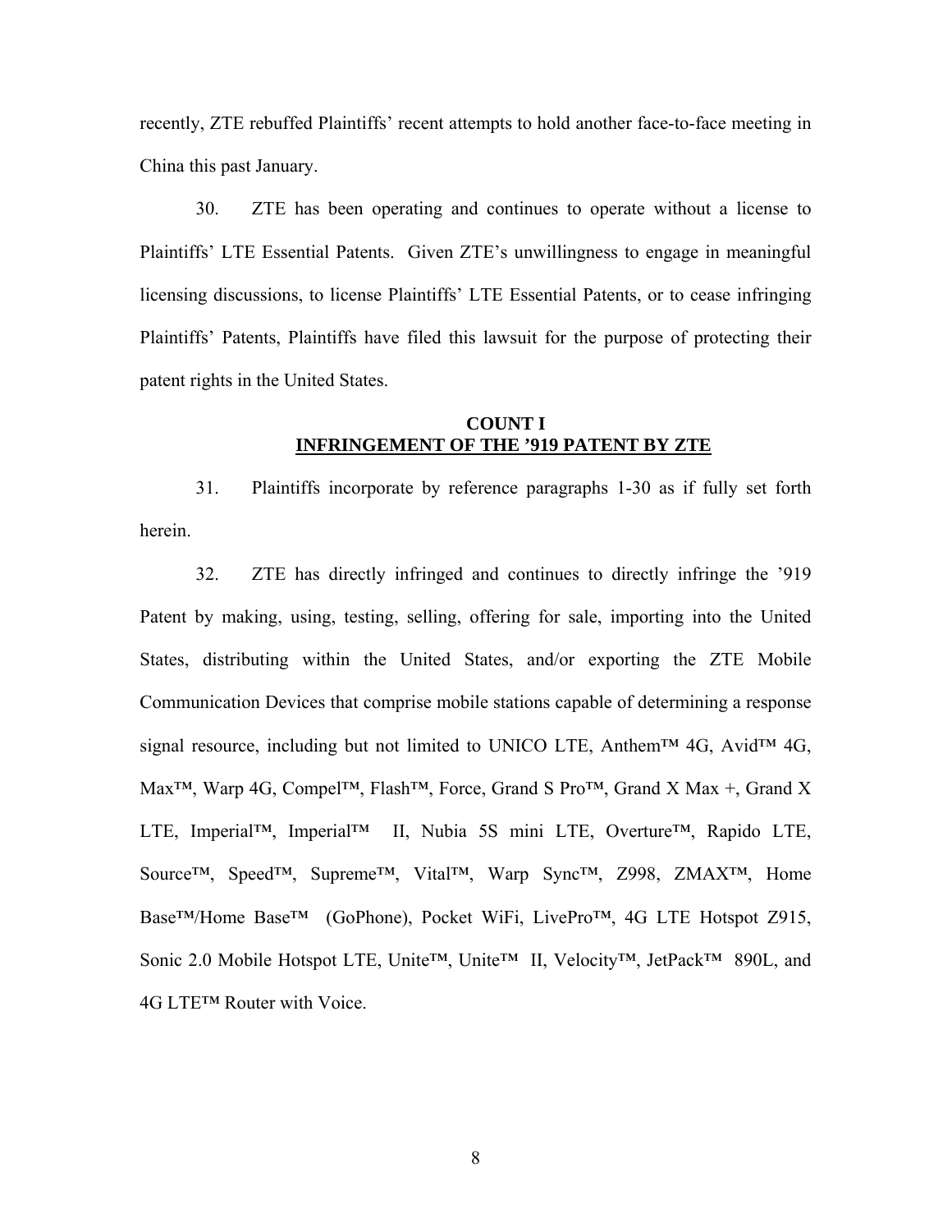recently, ZTE rebuffed Plaintiffs' recent attempts to hold another face-to-face meeting in China this past January.

30. ZTE has been operating and continues to operate without a license to Plaintiffs' LTE Essential Patents. Given ZTE's unwillingness to engage in meaningful licensing discussions, to license Plaintiffs' LTE Essential Patents, or to cease infringing Plaintiffs' Patents, Plaintiffs have filed this lawsuit for the purpose of protecting their patent rights in the United States.

**COUNT I**
**INFRINGEMENT OF THE '919 PATENT BY ZTE**

31. Plaintiffs incorporate by reference paragraphs 1-30 as if fully set forth herein.

32. ZTE has directly infringed and continues to directly infringe the '919 Patent by making, using, testing, selling, offering for sale, importing into the United States, distributing within the United States, and/or exporting the ZTE Mobile Communication Devices that comprise mobile stations capable of determining a response signal resource, including but not limited to UNICO LTE, Anthem™ 4G, Avid™ 4G, Max™, Warp 4G, Compel™, Flash™, Force, Grand S Pro™, Grand X Max +, Grand X LTE, Imperial™, Imperial™ II, Nubia 5S mini LTE, Overture™, Rapido LTE, Source™, Speed™, Supreme™, Vital™, Warp Sync™, Z998, ZMAX™, Home Base™/Home Base™ (GoPhone), Pocket WiFi, LivePro™, 4G LTE Hotspot Z915, Sonic 2.0 Mobile Hotspot LTE, Unite™, Unite™ II, Velocity™, JetPack™ 890L, and 4G LTE™ Router with Voice.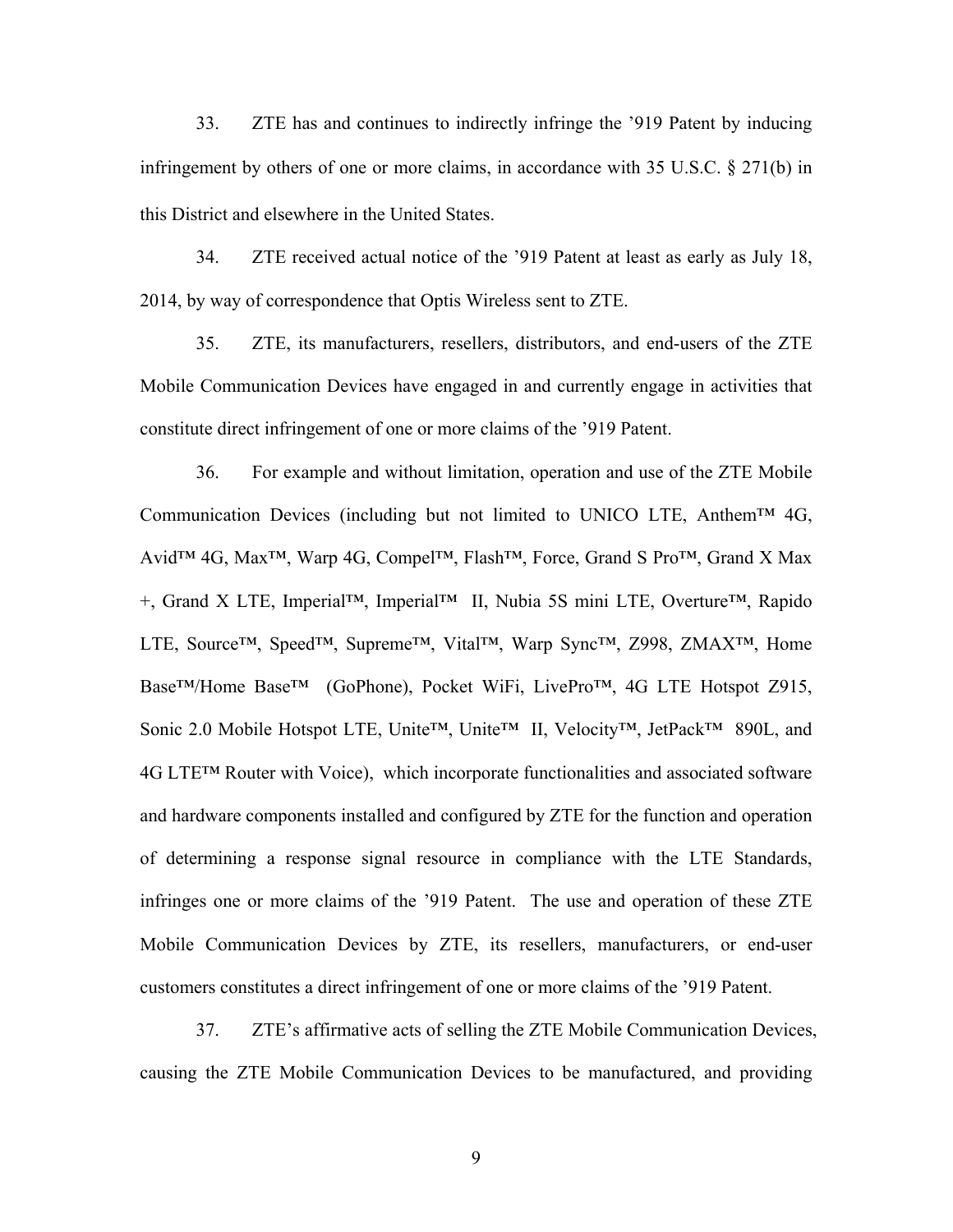33. ZTE has and continues to indirectly infringe the ’919 Patent by inducing infringement by others of one or more claims, in accordance with 35 U.S.C. § 271(b) in this District and elsewhere in the United States.

34. ZTE received actual notice of the ’919 Patent at least as early as July 18, 2014, by way of correspondence that Optis Wireless sent to ZTE.

35. ZTE, its manufacturers, resellers, distributors, and end-users of the ZTE Mobile Communication Devices have engaged in and currently engage in activities that constitute direct infringement of one or more claims of the ’919 Patent.

36. For example and without limitation, operation and use of the ZTE Mobile Communication Devices (including but not limited to UNICO LTE, Anthem™ 4G, Avid™ 4G, Max™, Warp 4G, Compel™, Flash™, Force, Grand S Pro™, Grand X Max +, Grand X LTE, Imperial™, Imperial™ II, Nubia 5S mini LTE, Overture™, Rapido LTE, Source™, Speed™, Supreme™, Vital™, Warp Sync™, Z998, ZMAX™, Home Base™/Home Base™ (GoPhone), Pocket WiFi, LivePro™, 4G LTE Hotspot Z915, Sonic 2.0 Mobile Hotspot LTE, Unite™, Unite™ II, Velocity™, JetPack™ 890L, and 4G LTE™ Router with Voice), which incorporate functionalities and associated software and hardware components installed and configured by ZTE for the function and operation of determining a response signal resource in compliance with the LTE Standards, infringes one or more claims of the ’919 Patent. The use and operation of these ZTE Mobile Communication Devices by ZTE, its resellers, manufacturers, or end-user customers constitutes a direct infringement of one or more claims of the ’919 Patent.

37. ZTE’s affirmative acts of selling the ZTE Mobile Communication Devices, causing the ZTE Mobile Communication Devices to be manufactured, and providing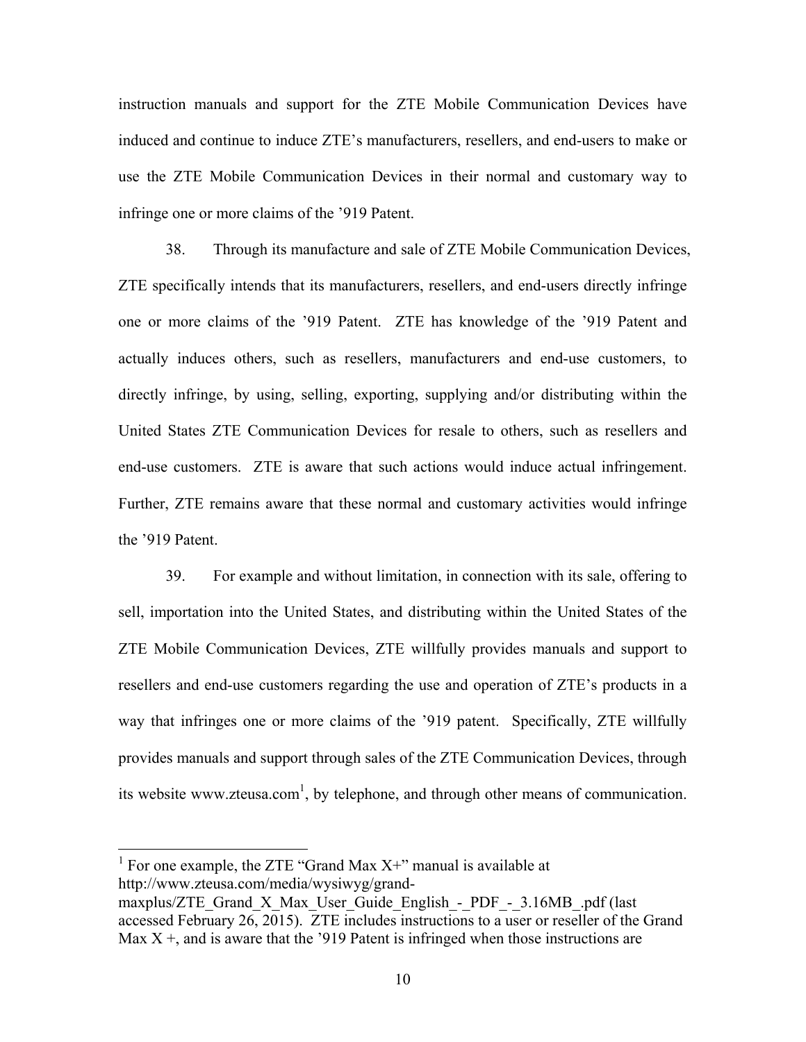instruction manuals and support for the ZTE Mobile Communication Devices have induced and continue to induce ZTE's manufacturers, resellers, and end-users to make or use the ZTE Mobile Communication Devices in their normal and customary way to infringe one or more claims of the '919 Patent.

38. Through its manufacture and sale of ZTE Mobile Communication Devices, ZTE specifically intends that its manufacturers, resellers, and end-users directly infringe one or more claims of the '919 Patent. ZTE has knowledge of the '919 Patent and actually induces others, such as resellers, manufacturers and end-use customers, to directly infringe, by using, selling, exporting, supplying and/or distributing within the United States ZTE Communication Devices for resale to others, such as resellers and end-use customers. ZTE is aware that such actions would induce actual infringement. Further, ZTE remains aware that these normal and customary activities would infringe the '919 Patent.

39. For example and without limitation, in connection with its sale, offering to sell, importation into the United States, and distributing within the United States of the ZTE Mobile Communication Devices, ZTE willfully provides manuals and support to resellers and end-use customers regarding the use and operation of ZTE's products in a way that infringes one or more claims of the '919 patent. Specifically, ZTE willfully provides manuals and support through sales of the ZTE Communication Devices, through its website www.zteusa.com[1], by telephone, and through other means of communication.

---

[1] For one example, the ZTE "Grand Max X+" manual is available at http://www.zteusa.com/media/wysiwyg/grand-maxplus/ZTE_Grand_X_Max_User_Guide_English_-_PDF_-_3.16MB_.pdf (last accessed February 26, 2015). ZTE includes instructions to a user or reseller of the Grand Max X +, and is aware that the '919 Patent is infringed when those instructions are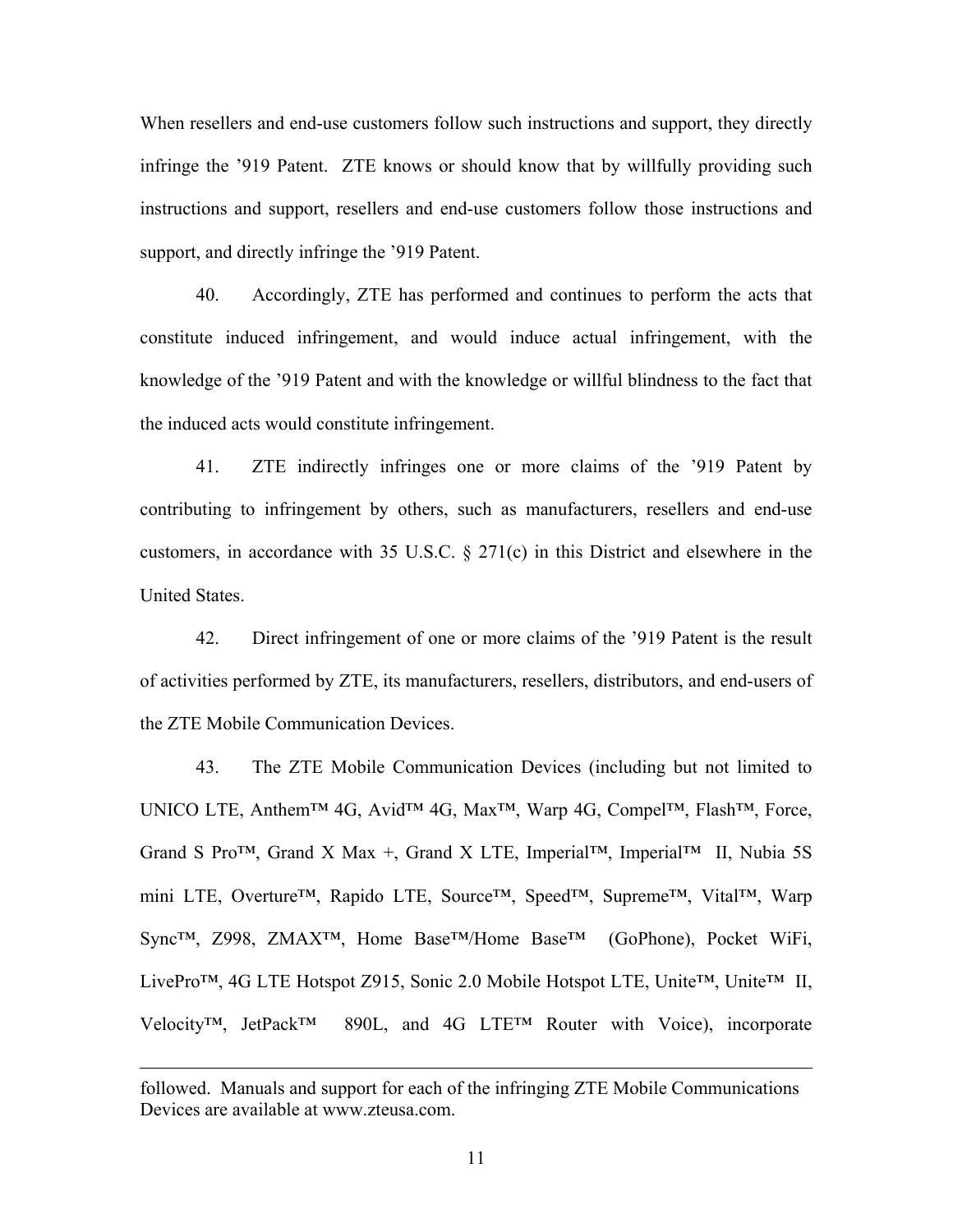When resellers and end-use customers follow such instructions and support, they directly infringe the '919 Patent. ZTE knows or should know that by willfully providing such instructions and support, resellers and end-use customers follow those instructions and support, and directly infringe the '919 Patent.

40. Accordingly, ZTE has performed and continues to perform the acts that constitute induced infringement, and would induce actual infringement, with the knowledge of the '919 Patent and with the knowledge or willful blindness to the fact that the induced acts would constitute infringement.

41. ZTE indirectly infringes one or more claims of the '919 Patent by contributing to infringement by others, such as manufacturers, resellers and end-use customers, in accordance with 35 U.S.C. § 271(c) in this District and elsewhere in the United States.

42. Direct infringement of one or more claims of the '919 Patent is the result of activities performed by ZTE, its manufacturers, resellers, distributors, and end-users of the ZTE Mobile Communication Devices.

43. The ZTE Mobile Communication Devices (including but not limited to UNICO LTE, Anthem™ 4G, Avid™ 4G, Max™, Warp 4G, Compel™, Flash™, Force, Grand S Pro™, Grand X Max +, Grand X LTE, Imperial™, Imperial™ II, Nubia 5S mini LTE, Overture™, Rapido LTE, Source™, Speed™, Supreme™, Vital™, Warp Sync™, Z998, ZMAX™, Home Base™/Home Base™ (GoPhone), Pocket WiFi, LivePro™, 4G LTE Hotspot Z915, Sonic 2.0 Mobile Hotspot LTE, Unite™, Unite™ II, Velocity™, JetPack™ 890L, and 4G LTE™ Router with Voice), incorporate

---

followed. Manuals and support for each of the infringing ZTE Mobile Communications Devices are available at www.zteusa.com.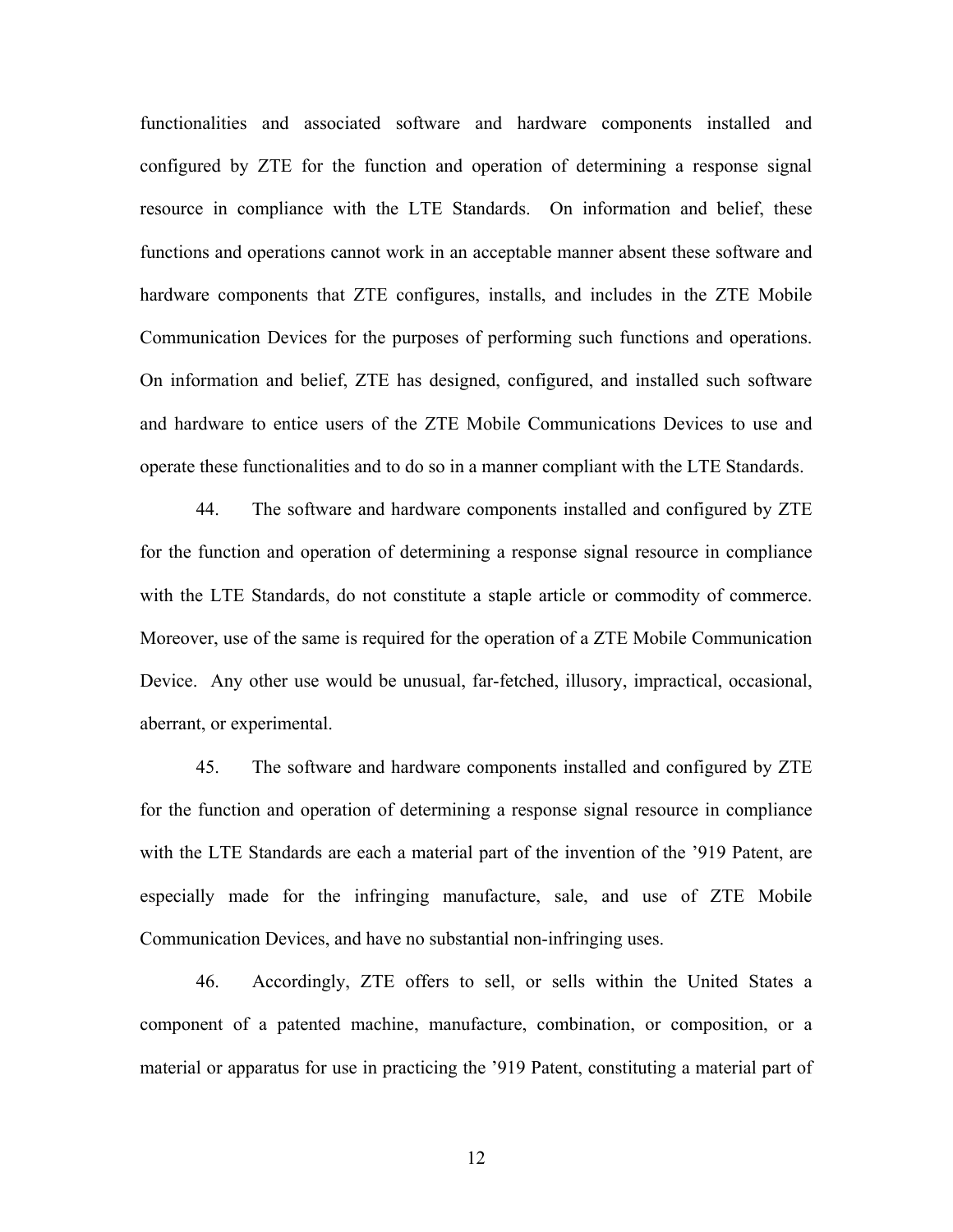functionalities and associated software and hardware components installed and configured by ZTE for the function and operation of determining a response signal resource in compliance with the LTE Standards. On information and belief, these functions and operations cannot work in an acceptable manner absent these software and hardware components that ZTE configures, installs, and includes in the ZTE Mobile Communication Devices for the purposes of performing such functions and operations. On information and belief, ZTE has designed, configured, and installed such software and hardware to entice users of the ZTE Mobile Communications Devices to use and operate these functionalities and to do so in a manner compliant with the LTE Standards.

44. The software and hardware components installed and configured by ZTE for the function and operation of determining a response signal resource in compliance with the LTE Standards, do not constitute a staple article or commodity of commerce. Moreover, use of the same is required for the operation of a ZTE Mobile Communication Device. Any other use would be unusual, far-fetched, illusory, impractical, occasional, aberrant, or experimental.

45. The software and hardware components installed and configured by ZTE for the function and operation of determining a response signal resource in compliance with the LTE Standards are each a material part of the invention of the '919 Patent, are especially made for the infringing manufacture, sale, and use of ZTE Mobile Communication Devices, and have no substantial non-infringing uses.

46. Accordingly, ZTE offers to sell, or sells within the United States a component of a patented machine, manufacture, combination, or composition, or a material or apparatus for use in practicing the '919 Patent, constituting a material part of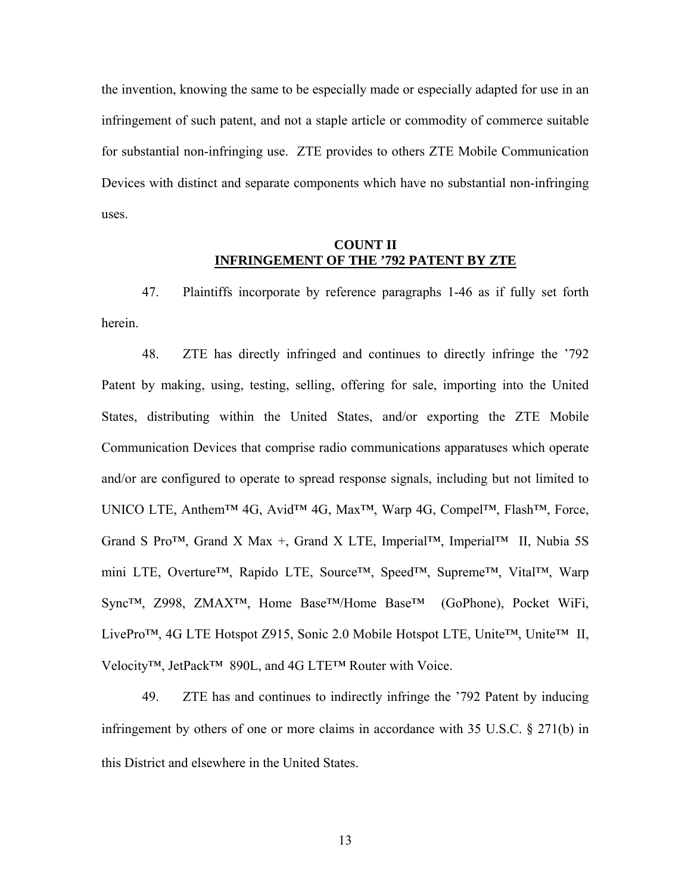the invention, knowing the same to be especially made or especially adapted for use in an infringement of such patent, and not a staple article or commodity of commerce suitable for substantial non-infringing use. ZTE provides to others ZTE Mobile Communication Devices with distinct and separate components which have no substantial non-infringing uses.

**COUNT II**
**INFRINGEMENT OF THE ’792 PATENT BY ZTE**

47. Plaintiffs incorporate by reference paragraphs 1-46 as if fully set forth herein.

48. ZTE has directly infringed and continues to directly infringe the ’792 Patent by making, using, testing, selling, offering for sale, importing into the United States, distributing within the United States, and/or exporting the ZTE Mobile Communication Devices that comprise radio communications apparatuses which operate and/or are configured to operate to spread response signals, including but not limited to UNICO LTE, Anthem™ 4G, Avid™ 4G, Max™, Warp 4G, Compel™, Flash™, Force, Grand S Pro™, Grand X Max +, Grand X LTE, Imperial™, Imperial™ II, Nubia 5S mini LTE, Overture™, Rapido LTE, Source™, Speed™, Supreme™, Vital™, Warp Sync™, Z998, ZMAX™, Home Base™/Home Base™ (GoPhone), Pocket WiFi, LivePro™, 4G LTE Hotspot Z915, Sonic 2.0 Mobile Hotspot LTE, Unite™, Unite™ II, Velocity™, JetPack™ 890L, and 4G LTE™ Router with Voice.

49. ZTE has and continues to indirectly infringe the ’792 Patent by inducing infringement by others of one or more claims in accordance with 35 U.S.C. § 271(b) in this District and elsewhere in the United States.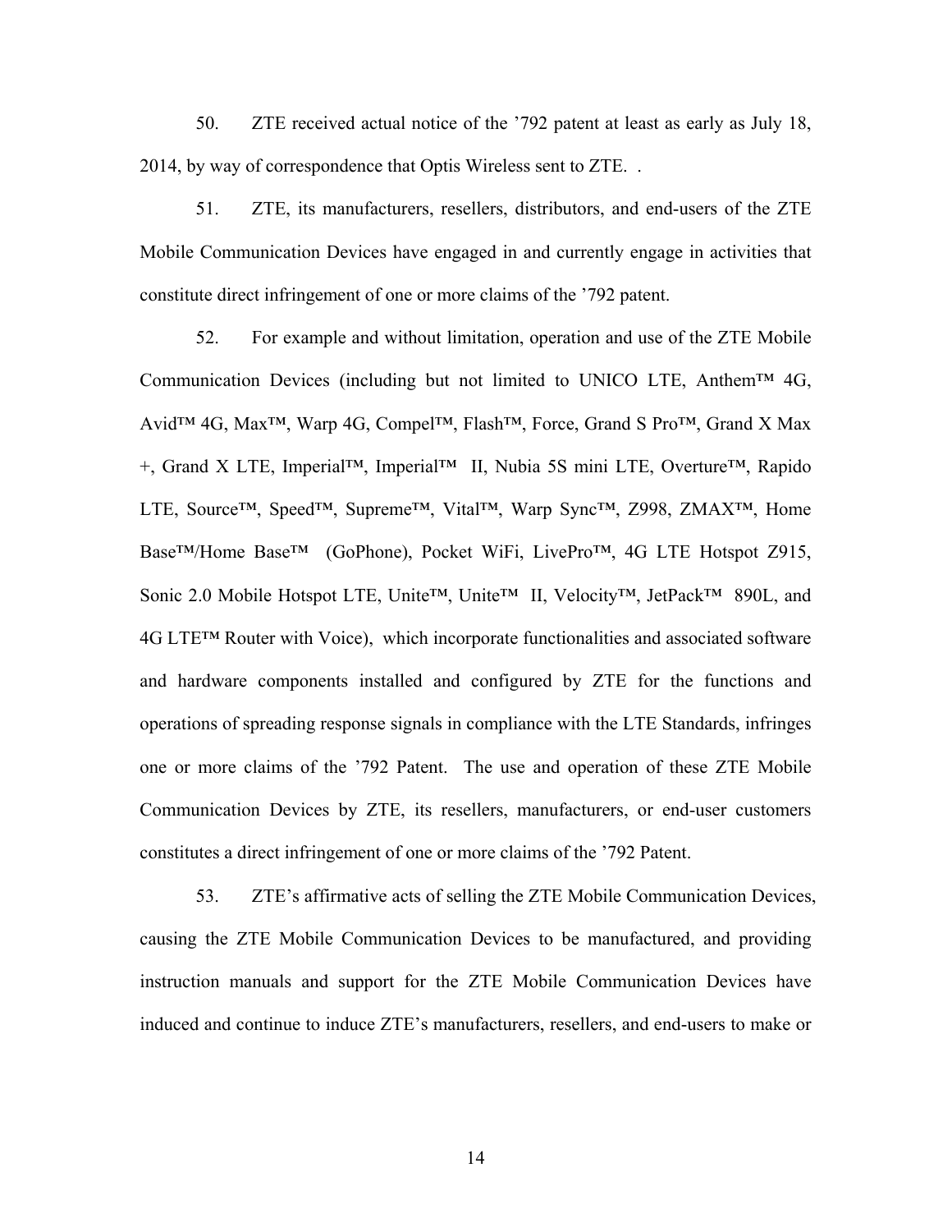50. ZTE received actual notice of the ’792 patent at least as early as July 18, 2014, by way of correspondence that Optis Wireless sent to ZTE. .

51. ZTE, its manufacturers, resellers, distributors, and end-users of the ZTE Mobile Communication Devices have engaged in and currently engage in activities that constitute direct infringement of one or more claims of the ’792 patent.

52. For example and without limitation, operation and use of the ZTE Mobile Communication Devices (including but not limited to UNICO LTE, Anthem™ 4G, Avid™ 4G, Max™, Warp 4G, Compel™, Flash™, Force, Grand S Pro™, Grand X Max +, Grand X LTE, Imperial™, Imperial™ II, Nubia 5S mini LTE, Overture™, Rapido LTE, Source™, Speed™, Supreme™, Vital™, Warp Sync™, Z998, ZMAX™, Home Base™/Home Base™ (GoPhone), Pocket WiFi, LivePro™, 4G LTE Hotspot Z915, Sonic 2.0 Mobile Hotspot LTE, Unite™, Unite™ II, Velocity™, JetPack™ 890L, and 4G LTE™ Router with Voice), which incorporate functionalities and associated software and hardware components installed and configured by ZTE for the functions and operations of spreading response signals in compliance with the LTE Standards, infringes one or more claims of the ’792 Patent. The use and operation of these ZTE Mobile Communication Devices by ZTE, its resellers, manufacturers, or end-user customers constitutes a direct infringement of one or more claims of the ’792 Patent.

53. ZTE’s affirmative acts of selling the ZTE Mobile Communication Devices, causing the ZTE Mobile Communication Devices to be manufactured, and providing instruction manuals and support for the ZTE Mobile Communication Devices have induced and continue to induce ZTE’s manufacturers, resellers, and end-users to make or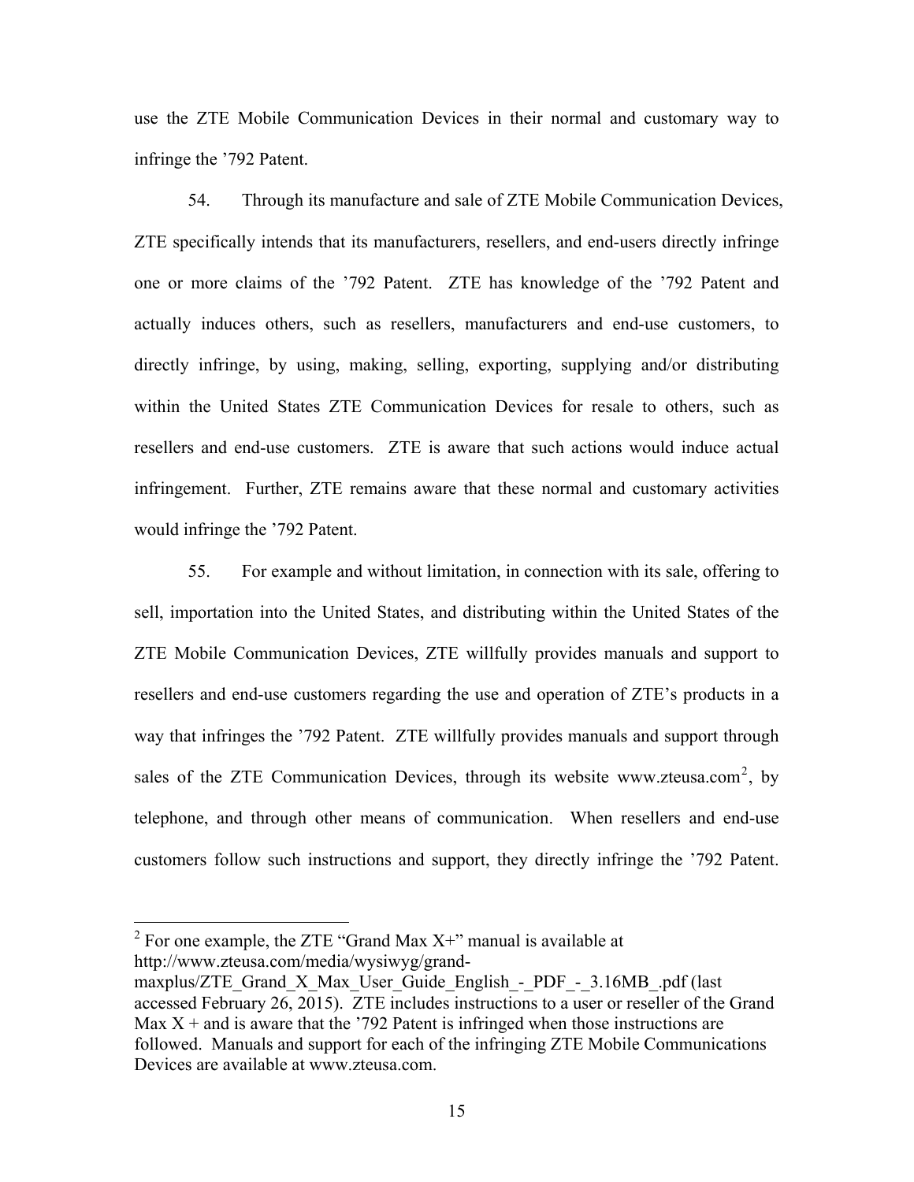use the ZTE Mobile Communication Devices in their normal and customary way to infringe the '792 Patent.

54. Through its manufacture and sale of ZTE Mobile Communication Devices, ZTE specifically intends that its manufacturers, resellers, and end-users directly infringe one or more claims of the '792 Patent. ZTE has knowledge of the '792 Patent and actually induces others, such as resellers, manufacturers and end-use customers, to directly infringe, by using, making, selling, exporting, supplying and/or distributing within the United States ZTE Communication Devices for resale to others, such as resellers and end-use customers. ZTE is aware that such actions would induce actual infringement. Further, ZTE remains aware that these normal and customary activities would infringe the '792 Patent.

55. For example and without limitation, in connection with its sale, offering to sell, importation into the United States, and distributing within the United States of the ZTE Mobile Communication Devices, ZTE willfully provides manuals and support to resellers and end-use customers regarding the use and operation of ZTE's products in a way that infringes the '792 Patent. ZTE willfully provides manuals and support through sales of the ZTE Communication Devices, through its website www.zteusa.com[2], by telephone, and through other means of communication. When resellers and end-use customers follow such instructions and support, they directly infringe the '792 Patent.

---

[2] For one example, the ZTE "Grand Max X+" manual is available at http://www.zteusa.com/media/wysiwyg/grand-maxplus/ZTE_Grand_X_Max_User_Guide_English_-_PDF_-_3.16MB_.pdf (last accessed February 26, 2015). ZTE includes instructions to a user or reseller of the Grand Max X + and is aware that the '792 Patent is infringed when those instructions are followed. Manuals and support for each of the infringing ZTE Mobile Communications Devices are available at www.zteusa.com.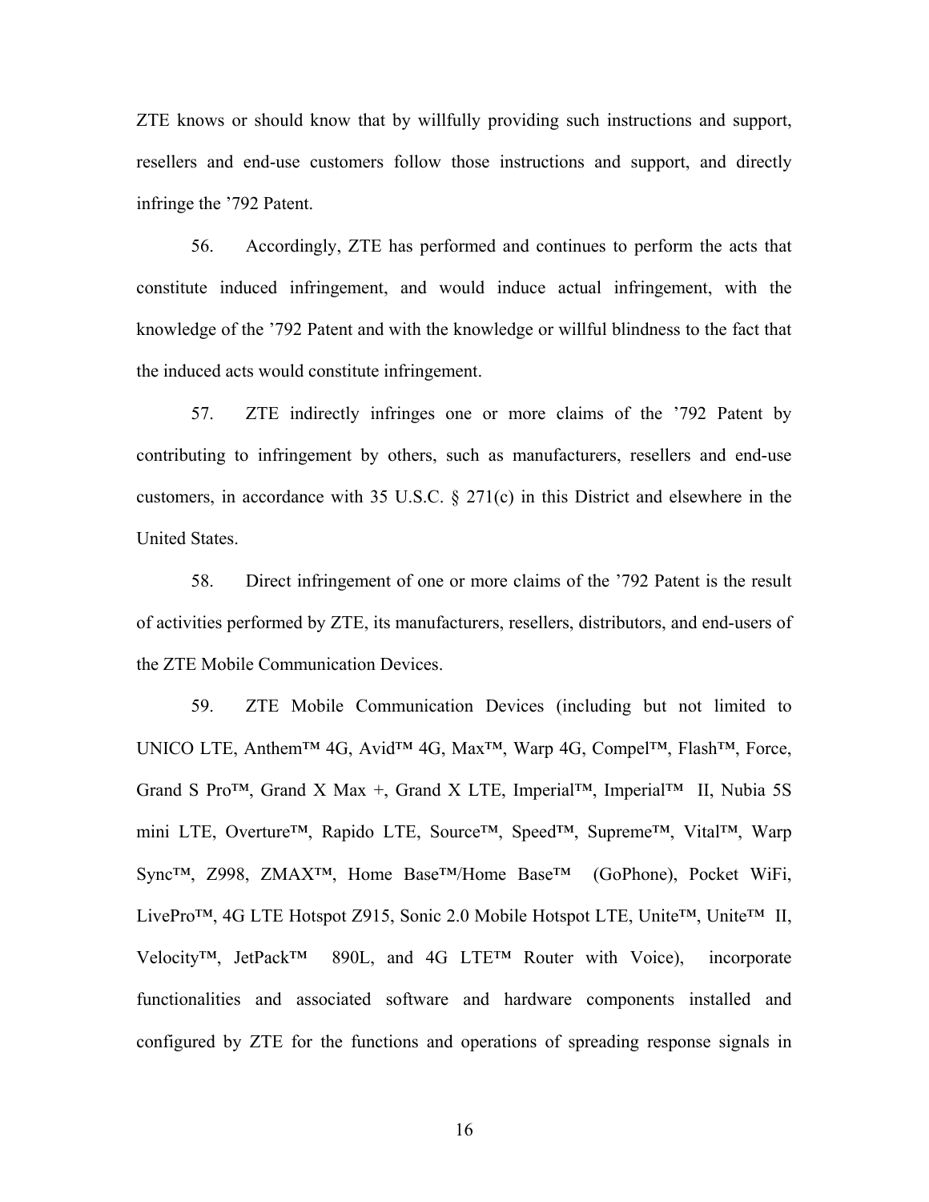ZTE knows or should know that by willfully providing such instructions and support, resellers and end-use customers follow those instructions and support, and directly infringe the ’792 Patent.

56. Accordingly, ZTE has performed and continues to perform the acts that constitute induced infringement, and would induce actual infringement, with the knowledge of the ’792 Patent and with the knowledge or willful blindness to the fact that the induced acts would constitute infringement.

57. ZTE indirectly infringes one or more claims of the ’792 Patent by contributing to infringement by others, such as manufacturers, resellers and end-use customers, in accordance with 35 U.S.C. § 271(c) in this District and elsewhere in the United States.

58. Direct infringement of one or more claims of the ’792 Patent is the result of activities performed by ZTE, its manufacturers, resellers, distributors, and end-users of the ZTE Mobile Communication Devices.

59. ZTE Mobile Communication Devices (including but not limited to UNICO LTE, Anthem™ 4G, Avid™ 4G, Max™, Warp 4G, Compel™, Flash™, Force, Grand S Pro™, Grand X Max +, Grand X LTE, Imperial™, Imperial™ II, Nubia 5S mini LTE, Overture™, Rapido LTE, Source™, Speed™, Supreme™, Vital™, Warp Sync™, Z998, ZMAX™, Home Base™/Home Base™ (GoPhone), Pocket WiFi, LivePro™, 4G LTE Hotspot Z915, Sonic 2.0 Mobile Hotspot LTE, Unite™, Unite™ II, Velocity™, JetPack™ 890L, and 4G LTE™ Router with Voice), incorporate functionalities and associated software and hardware components installed and configured by ZTE for the functions and operations of spreading response signals in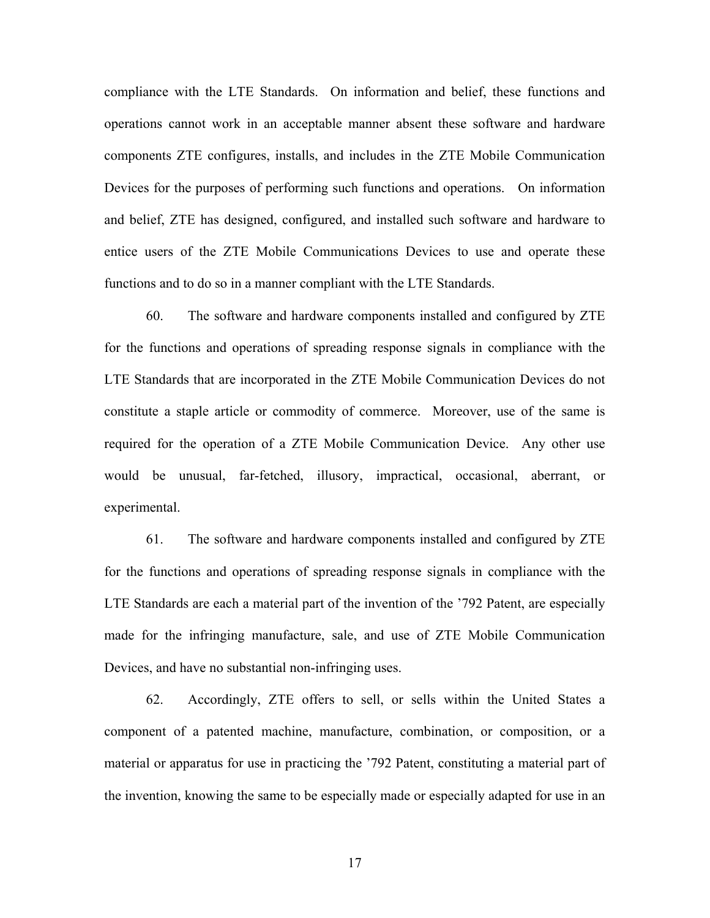compliance with the LTE Standards. On information and belief, these functions and operations cannot work in an acceptable manner absent these software and hardware components ZTE configures, installs, and includes in the ZTE Mobile Communication Devices for the purposes of performing such functions and operations. On information and belief, ZTE has designed, configured, and installed such software and hardware to entice users of the ZTE Mobile Communications Devices to use and operate these functions and to do so in a manner compliant with the LTE Standards.

60. The software and hardware components installed and configured by ZTE for the functions and operations of spreading response signals in compliance with the LTE Standards that are incorporated in the ZTE Mobile Communication Devices do not constitute a staple article or commodity of commerce. Moreover, use of the same is required for the operation of a ZTE Mobile Communication Device. Any other use would be unusual, far-fetched, illusory, impractical, occasional, aberrant, or experimental.

61. The software and hardware components installed and configured by ZTE for the functions and operations of spreading response signals in compliance with the LTE Standards are each a material part of the invention of the ’792 Patent, are especially made for the infringing manufacture, sale, and use of ZTE Mobile Communication Devices, and have no substantial non-infringing uses.

62. Accordingly, ZTE offers to sell, or sells within the United States a component of a patented machine, manufacture, combination, or composition, or a material or apparatus for use in practicing the ’792 Patent, constituting a material part of the invention, knowing the same to be especially made or especially adapted for use in an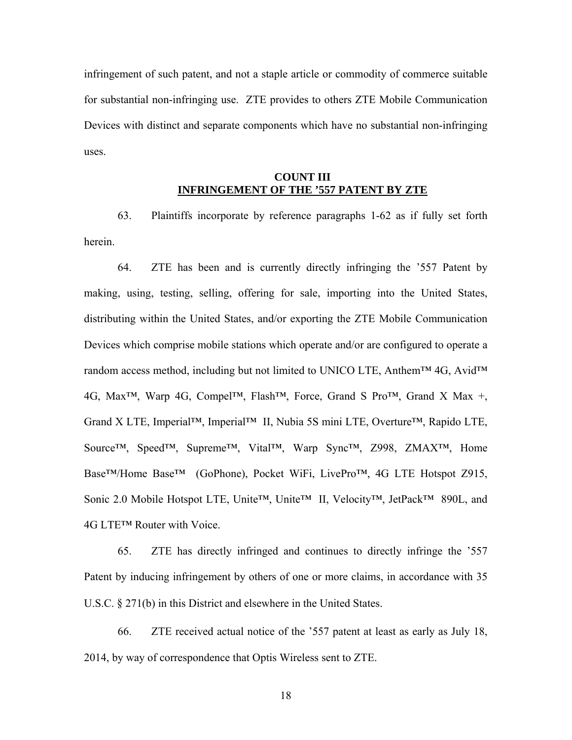infringement of such patent, and not a staple article or commodity of commerce suitable for substantial non-infringing use. ZTE provides to others ZTE Mobile Communication Devices with distinct and separate components which have no substantial non-infringing uses.

## COUNT III
## INFRINGEMENT OF THE ’557 PATENT BY ZTE

63. Plaintiffs incorporate by reference paragraphs 1-62 as if fully set forth herein.

64. ZTE has been and is currently directly infringing the ’557 Patent by making, using, testing, selling, offering for sale, importing into the United States, distributing within the United States, and/or exporting the ZTE Mobile Communication Devices which comprise mobile stations which operate and/or are configured to operate a random access method, including but not limited to UNICO LTE, Anthem™ 4G, Avid™ 4G, Max™, Warp 4G, Compel™, Flash™, Force, Grand S Pro™, Grand X Max +, Grand X LTE, Imperial™, Imperial™ II, Nubia 5S mini LTE, Overture™, Rapido LTE, Source™, Speed™, Supreme™, Vital™, Warp Sync™, Z998, ZMAX™, Home Base™/Home Base™ (GoPhone), Pocket WiFi, LivePro™, 4G LTE Hotspot Z915, Sonic 2.0 Mobile Hotspot LTE, Unite™, Unite™ II, Velocity™, JetPack™ 890L, and 4G LTE™ Router with Voice.

65. ZTE has directly infringed and continues to directly infringe the ’557 Patent by inducing infringement by others of one or more claims, in accordance with 35 U.S.C. § 271(b) in this District and elsewhere in the United States.

66. ZTE received actual notice of the ’557 patent at least as early as July 18, 2014, by way of correspondence that Optis Wireless sent to ZTE.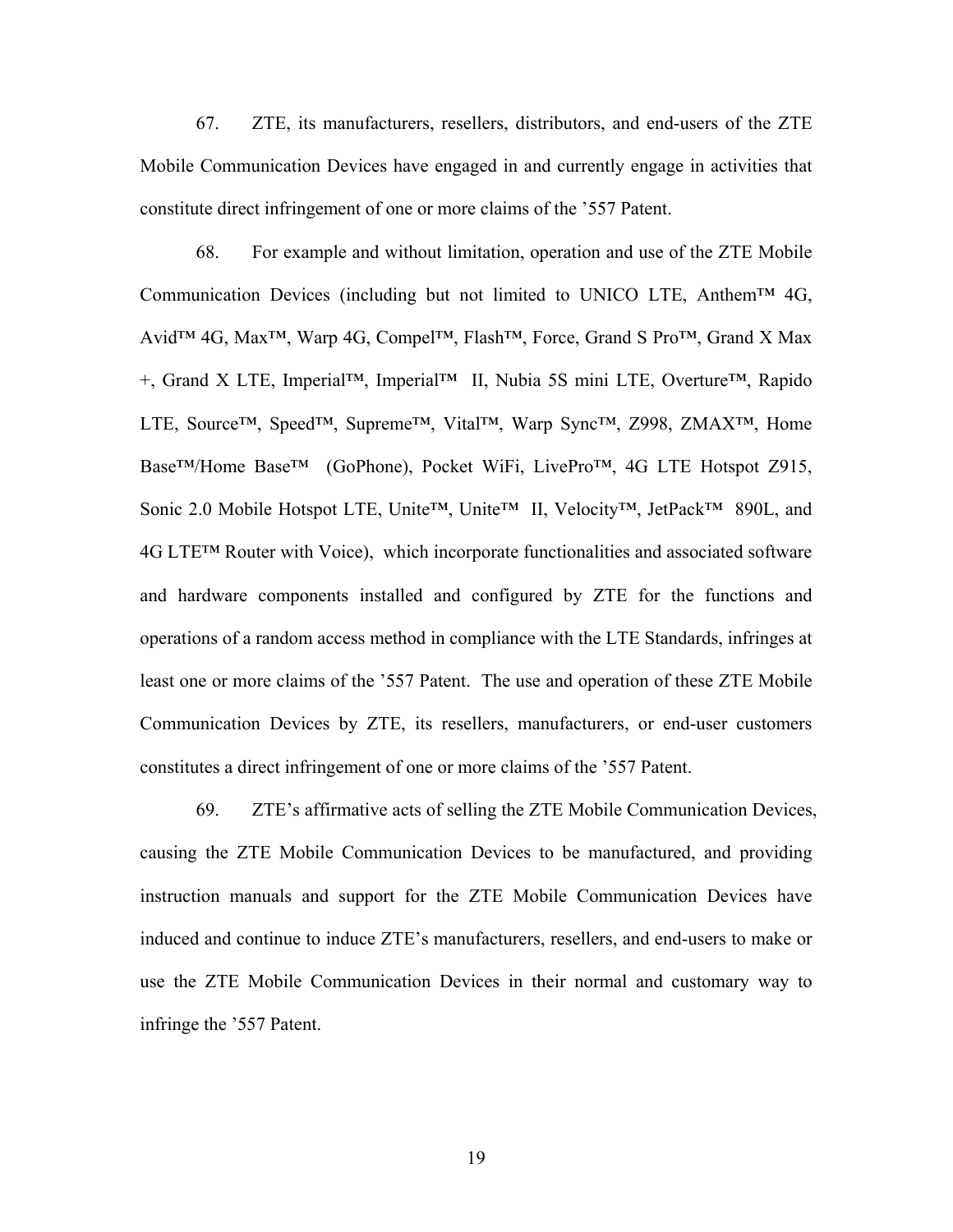67. ZTE, its manufacturers, resellers, distributors, and end-users of the ZTE Mobile Communication Devices have engaged in and currently engage in activities that constitute direct infringement of one or more claims of the ’557 Patent.

68. For example and without limitation, operation and use of the ZTE Mobile Communication Devices (including but not limited to UNICO LTE, Anthem™ 4G, Avid™ 4G, Max™, Warp 4G, Compel™, Flash™, Force, Grand S Pro™, Grand X Max +, Grand X LTE, Imperial™, Imperial™ II, Nubia 5S mini LTE, Overture™, Rapido LTE, Source™, Speed™, Supreme™, Vital™, Warp Sync™, Z998, ZMAX™, Home Base™/Home Base™ (GoPhone), Pocket WiFi, LivePro™, 4G LTE Hotspot Z915, Sonic 2.0 Mobile Hotspot LTE, Unite™, Unite™ II, Velocity™, JetPack™ 890L, and 4G LTE™ Router with Voice), which incorporate functionalities and associated software and hardware components installed and configured by ZTE for the functions and operations of a random access method in compliance with the LTE Standards, infringes at least one or more claims of the ’557 Patent. The use and operation of these ZTE Mobile Communication Devices by ZTE, its resellers, manufacturers, or end-user customers constitutes a direct infringement of one or more claims of the ’557 Patent.

69. ZTE’s affirmative acts of selling the ZTE Mobile Communication Devices, causing the ZTE Mobile Communication Devices to be manufactured, and providing instruction manuals and support for the ZTE Mobile Communication Devices have induced and continue to induce ZTE’s manufacturers, resellers, and end-users to make or use the ZTE Mobile Communication Devices in their normal and customary way to infringe the ’557 Patent.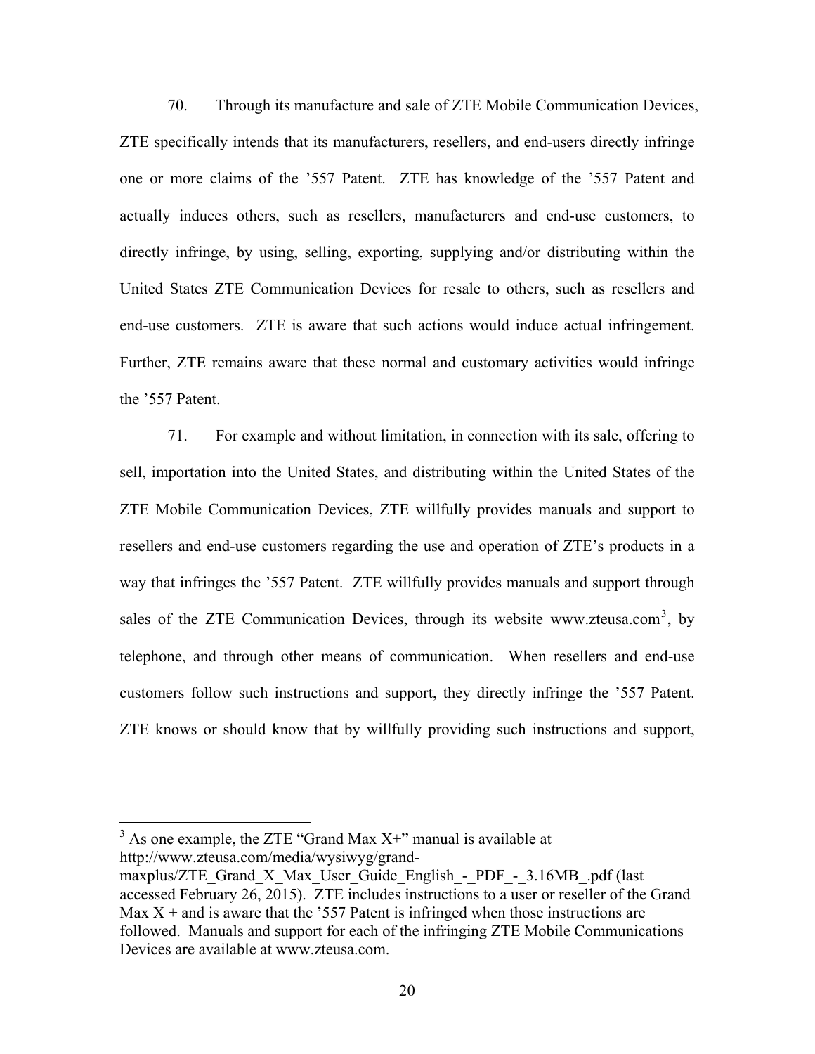70. Through its manufacture and sale of ZTE Mobile Communication Devices, ZTE specifically intends that its manufacturers, resellers, and end-users directly infringe one or more claims of the '557 Patent. ZTE has knowledge of the '557 Patent and actually induces others, such as resellers, manufacturers and end-use customers, to directly infringe, by using, selling, exporting, supplying and/or distributing within the United States ZTE Communication Devices for resale to others, such as resellers and end-use customers. ZTE is aware that such actions would induce actual infringement. Further, ZTE remains aware that these normal and customary activities would infringe the '557 Patent.

71. For example and without limitation, in connection with its sale, offering to sell, importation into the United States, and distributing within the United States of the ZTE Mobile Communication Devices, ZTE willfully provides manuals and support to resellers and end-use customers regarding the use and operation of ZTE's products in a way that infringes the '557 Patent. ZTE willfully provides manuals and support through sales of the ZTE Communication Devices, through its website www.zteusa.com[3], by telephone, and through other means of communication. When resellers and end-use customers follow such instructions and support, they directly infringe the '557 Patent. ZTE knows or should know that by willfully providing such instructions and support,

---

[3] As one example, the ZTE "Grand Max X+" manual is available at http://www.zteusa.com/media/wysiwyg/grand-maxplus/ZTE_Grand_X_Max_User_Guide_English_-_PDF_-_3.16MB_.pdf (last accessed February 26, 2015). ZTE includes instructions to a user or reseller of the Grand Max X + and is aware that the '557 Patent is infringed when those instructions are followed. Manuals and support for each of the infringing ZTE Mobile Communications Devices are available at www.zteusa.com.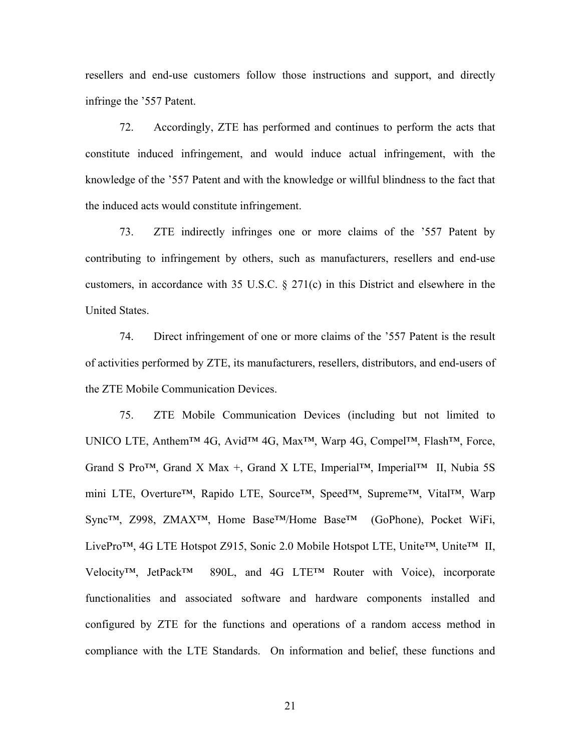resellers and end-use customers follow those instructions and support, and directly infringe the ’557 Patent.

72. Accordingly, ZTE has performed and continues to perform the acts that constitute induced infringement, and would induce actual infringement, with the knowledge of the ’557 Patent and with the knowledge or willful blindness to the fact that the induced acts would constitute infringement.

73. ZTE indirectly infringes one or more claims of the ’557 Patent by contributing to infringement by others, such as manufacturers, resellers and end-use customers, in accordance with 35 U.S.C. § 271(c) in this District and elsewhere in the United States.

74. Direct infringement of one or more claims of the ’557 Patent is the result of activities performed by ZTE, its manufacturers, resellers, distributors, and end-users of the ZTE Mobile Communication Devices.

75. ZTE Mobile Communication Devices (including but not limited to UNICO LTE, Anthem™ 4G, Avid™ 4G, Max™, Warp 4G, Compel™, Flash™, Force, Grand S Pro™, Grand X Max +, Grand X LTE, Imperial™, Imperial™ II, Nubia 5S mini LTE, Overture™, Rapido LTE, Source™, Speed™, Supreme™, Vital™, Warp Sync™, Z998, ZMAX™, Home Base™/Home Base™ (GoPhone), Pocket WiFi, LivePro™, 4G LTE Hotspot Z915, Sonic 2.0 Mobile Hotspot LTE, Unite™, Unite™ II, Velocity™, JetPack™ 890L, and 4G LTE™ Router with Voice), incorporate functionalities and associated software and hardware components installed and configured by ZTE for the functions and operations of a random access method in compliance with the LTE Standards. On information and belief, these functions and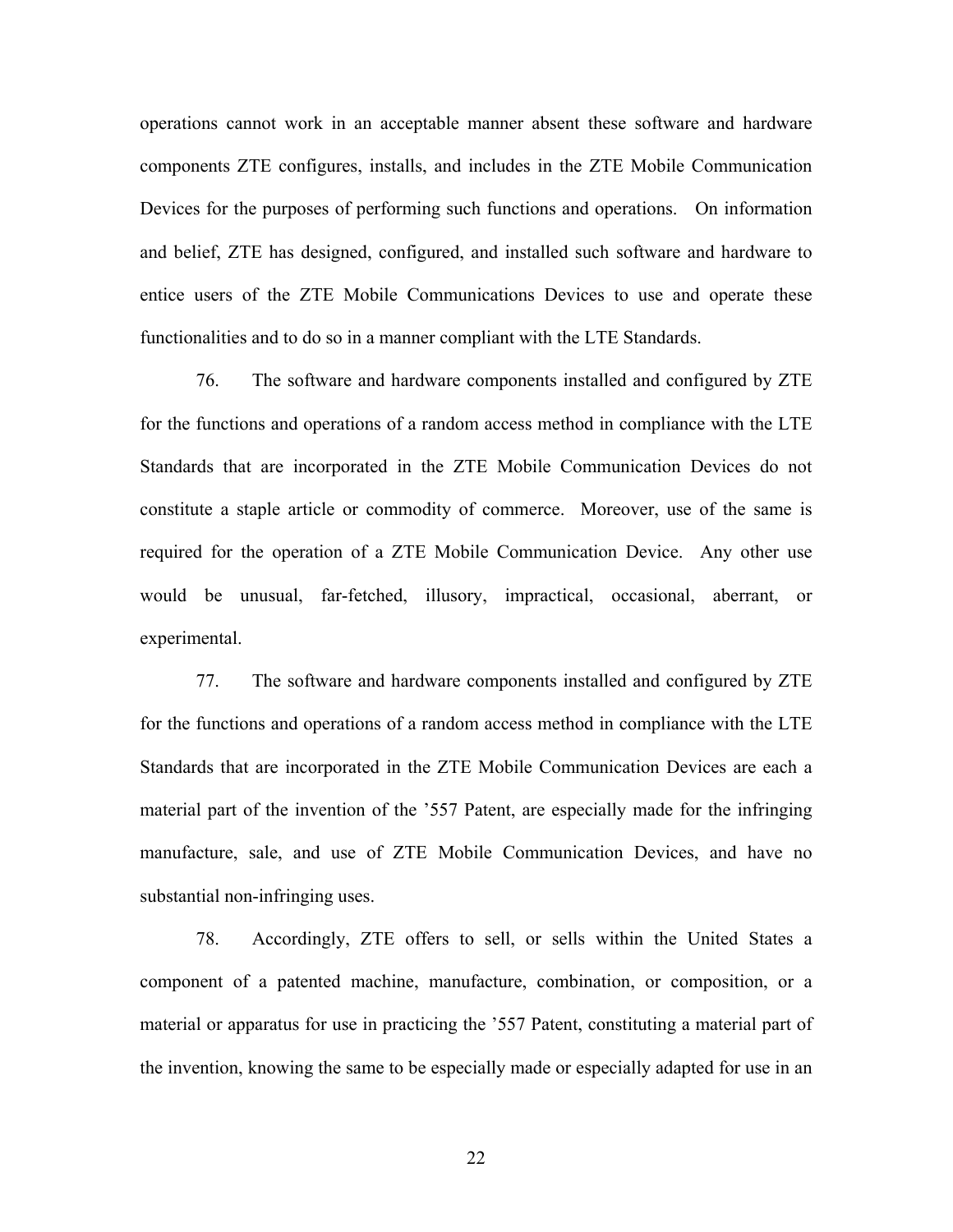operations cannot work in an acceptable manner absent these software and hardware components ZTE configures, installs, and includes in the ZTE Mobile Communication Devices for the purposes of performing such functions and operations. On information and belief, ZTE has designed, configured, and installed such software and hardware to entice users of the ZTE Mobile Communications Devices to use and operate these functionalities and to do so in a manner compliant with the LTE Standards.

76. The software and hardware components installed and configured by ZTE for the functions and operations of a random access method in compliance with the LTE Standards that are incorporated in the ZTE Mobile Communication Devices do not constitute a staple article or commodity of commerce. Moreover, use of the same is required for the operation of a ZTE Mobile Communication Device. Any other use would be unusual, far-fetched, illusory, impractical, occasional, aberrant, or experimental.

77. The software and hardware components installed and configured by ZTE for the functions and operations of a random access method in compliance with the LTE Standards that are incorporated in the ZTE Mobile Communication Devices are each a material part of the invention of the '557 Patent, are especially made for the infringing manufacture, sale, and use of ZTE Mobile Communication Devices, and have no substantial non-infringing uses.

78. Accordingly, ZTE offers to sell, or sells within the United States a component of a patented machine, manufacture, combination, or composition, or a material or apparatus for use in practicing the '557 Patent, constituting a material part of the invention, knowing the same to be especially made or especially adapted for use in an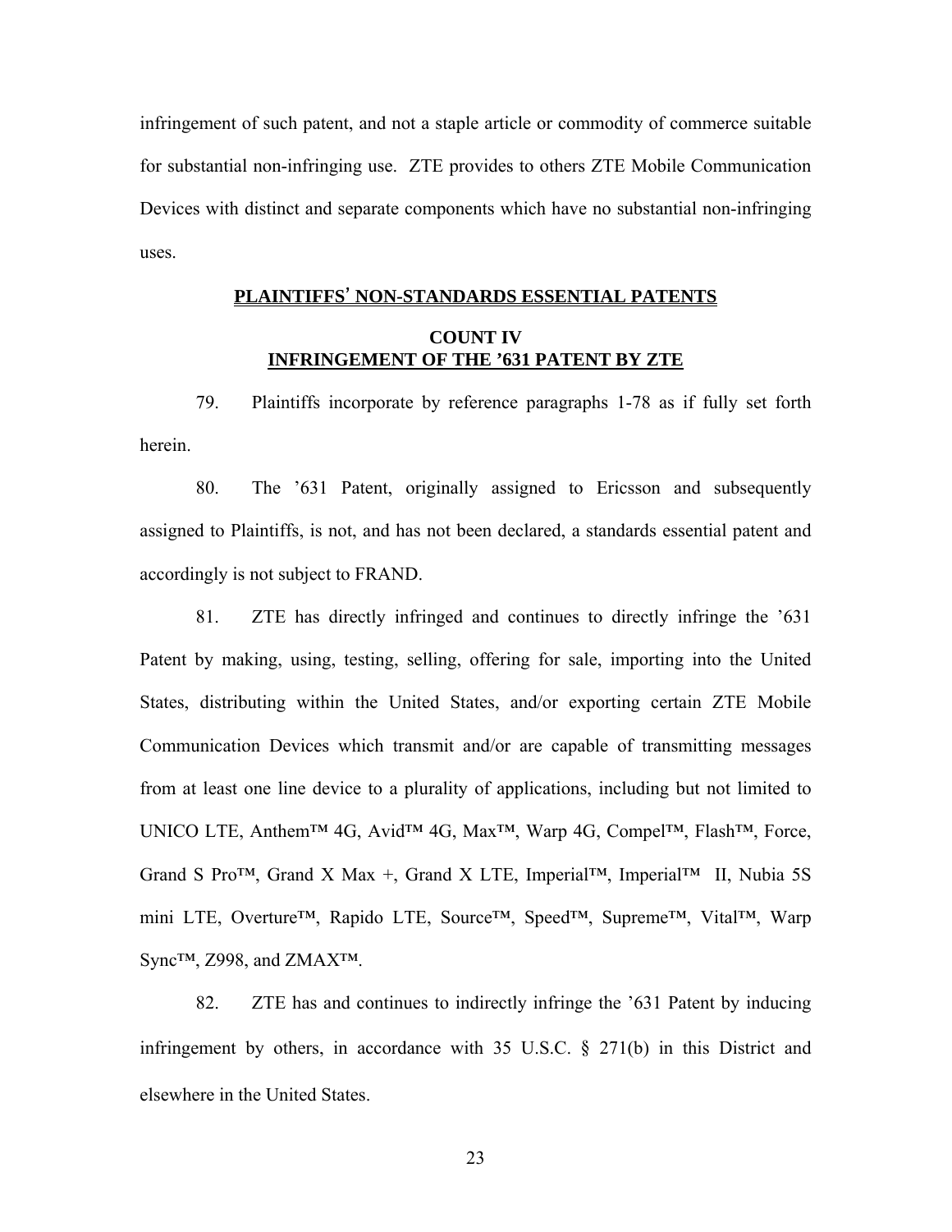infringement of such patent, and not a staple article or commodity of commerce suitable for substantial non-infringing use. ZTE provides to others ZTE Mobile Communication Devices with distinct and separate components which have no substantial non-infringing uses.

## PLAINTIFFS' NON-STANDARDS ESSENTIAL PATENTS

### COUNT IV
### INFRINGEMENT OF THE '631 PATENT BY ZTE

79. Plaintiffs incorporate by reference paragraphs 1-78 as if fully set forth herein.

80. The '631 Patent, originally assigned to Ericsson and subsequently assigned to Plaintiffs, is not, and has not been declared, a standards essential patent and accordingly is not subject to FRAND.

81. ZTE has directly infringed and continues to directly infringe the '631 Patent by making, using, testing, selling, offering for sale, importing into the United States, distributing within the United States, and/or exporting certain ZTE Mobile Communication Devices which transmit and/or are capable of transmitting messages from at least one line device to a plurality of applications, including but not limited to UNICO LTE, Anthem™ 4G, Avid™ 4G, Max™, Warp 4G, Compel™, Flash™, Force, Grand S Pro™, Grand X Max +, Grand X LTE, Imperial™, Imperial™ II, Nubia 5S mini LTE, Overture™, Rapido LTE, Source™, Speed™, Supreme™, Vital™, Warp Sync™, Z998, and ZMAX™.

82. ZTE has and continues to indirectly infringe the '631 Patent by inducing infringement by others, in accordance with 35 U.S.C. § 271(b) in this District and elsewhere in the United States.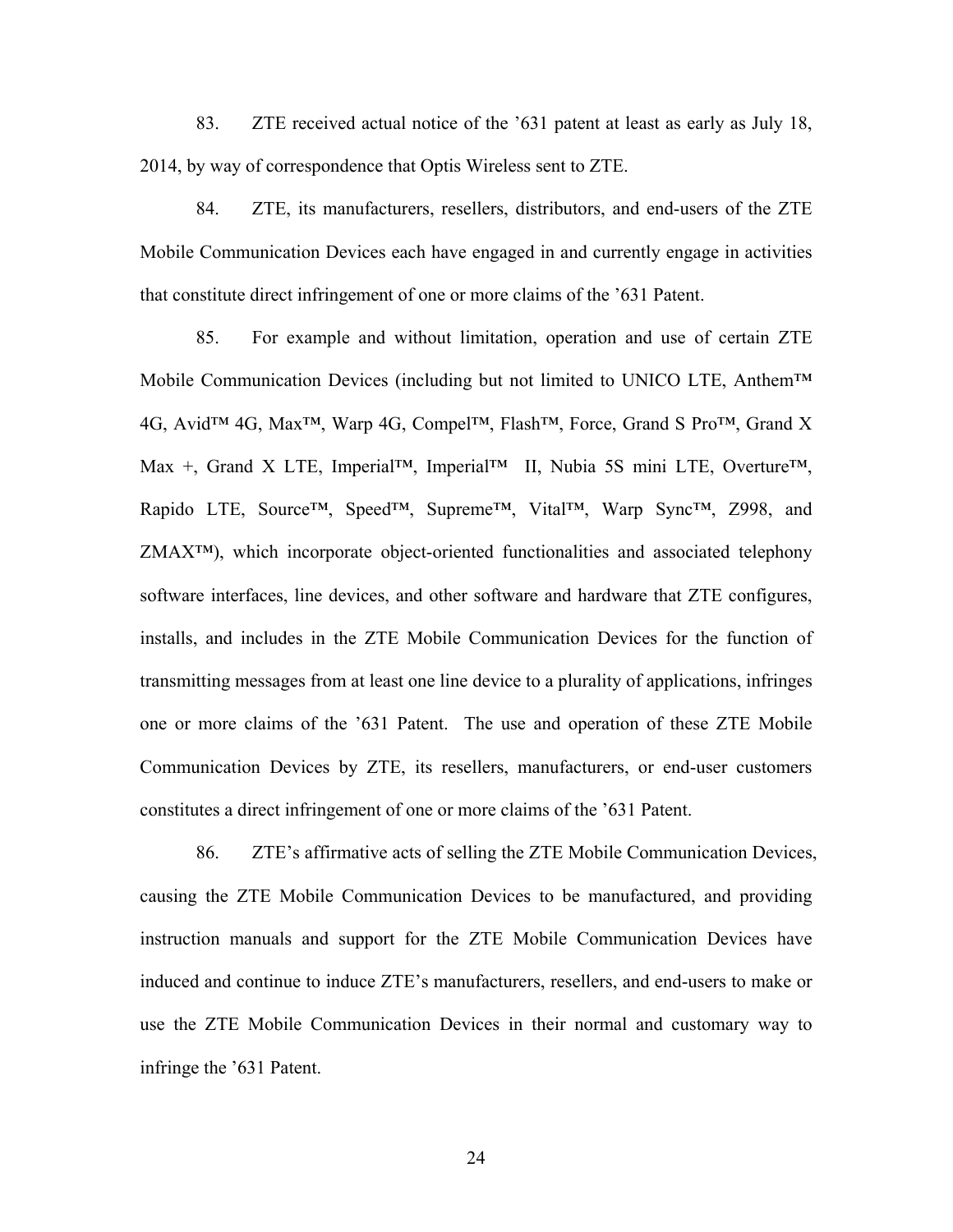83. ZTE received actual notice of the ’631 patent at least as early as July 18, 2014, by way of correspondence that Optis Wireless sent to ZTE.

84. ZTE, its manufacturers, resellers, distributors, and end-users of the ZTE Mobile Communication Devices each have engaged in and currently engage in activities that constitute direct infringement of one or more claims of the ’631 Patent.

85. For example and without limitation, operation and use of certain ZTE Mobile Communication Devices (including but not limited to UNICO LTE, Anthem™ 4G, Avid™ 4G, Max™, Warp 4G, Compel™, Flash™, Force, Grand S Pro™, Grand X Max +, Grand X LTE, Imperial™, Imperial™ II, Nubia 5S mini LTE, Overture™, Rapido LTE, Source™, Speed™, Supreme™, Vital™, Warp Sync™, Z998, and ZMAX™), which incorporate object-oriented functionalities and associated telephony software interfaces, line devices, and other software and hardware that ZTE configures, installs, and includes in the ZTE Mobile Communication Devices for the function of transmitting messages from at least one line device to a plurality of applications, infringes one or more claims of the ’631 Patent. The use and operation of these ZTE Mobile Communication Devices by ZTE, its resellers, manufacturers, or end-user customers constitutes a direct infringement of one or more claims of the ’631 Patent.

86. ZTE’s affirmative acts of selling the ZTE Mobile Communication Devices, causing the ZTE Mobile Communication Devices to be manufactured, and providing instruction manuals and support for the ZTE Mobile Communication Devices have induced and continue to induce ZTE’s manufacturers, resellers, and end-users to make or use the ZTE Mobile Communication Devices in their normal and customary way to infringe the ’631 Patent.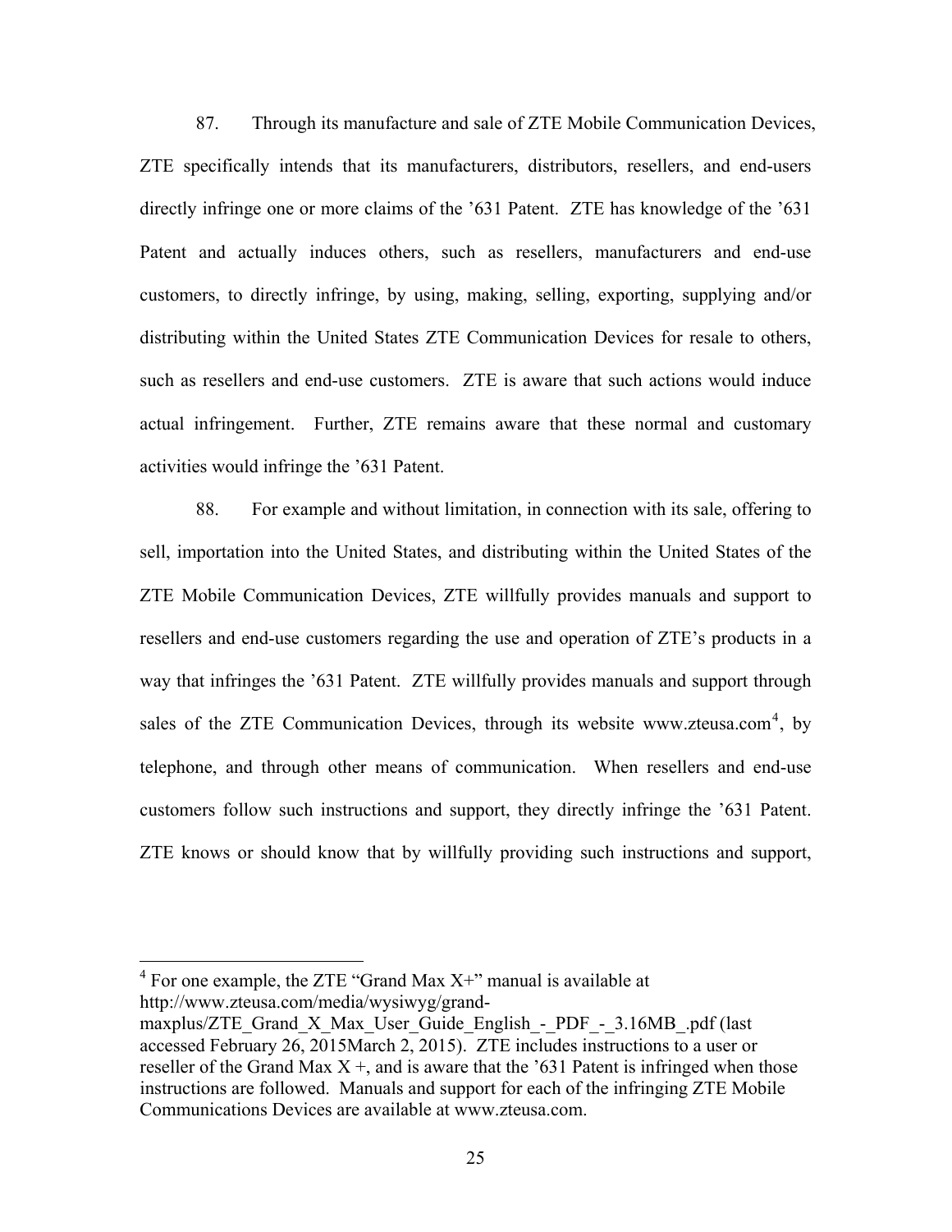87. Through its manufacture and sale of ZTE Mobile Communication Devices, ZTE specifically intends that its manufacturers, distributors, resellers, and end-users directly infringe one or more claims of the ’631 Patent. ZTE has knowledge of the ’631 Patent and actually induces others, such as resellers, manufacturers and end-use customers, to directly infringe, by using, making, selling, exporting, supplying and/or distributing within the United States ZTE Communication Devices for resale to others, such as resellers and end-use customers. ZTE is aware that such actions would induce actual infringement. Further, ZTE remains aware that these normal and customary activities would infringe the ’631 Patent.

88. For example and without limitation, in connection with its sale, offering to sell, importation into the United States, and distributing within the United States of the ZTE Mobile Communication Devices, ZTE willfully provides manuals and support to resellers and end-use customers regarding the use and operation of ZTE’s products in a way that infringes the ’631 Patent. ZTE willfully provides manuals and support through sales of the ZTE Communication Devices, through its website www.zteusa.com[4], by telephone, and through other means of communication. When resellers and end-use customers follow such instructions and support, they directly infringe the ’631 Patent. ZTE knows or should know that by willfully providing such instructions and support,

---

[4] For one example, the ZTE “Grand Max X+” manual is available at http://www.zteusa.com/media/wysiwyg/grand-maxplus/ZTE_Grand_X_Max_User_Guide_English_-_PDF_-_3.16MB_.pdf (last accessed February 26, 2015March 2, 2015). ZTE includes instructions to a user or reseller of the Grand Max X +, and is aware that the ’631 Patent is infringed when those instructions are followed. Manuals and support for each of the infringing ZTE Mobile Communications Devices are available at www.zteusa.com.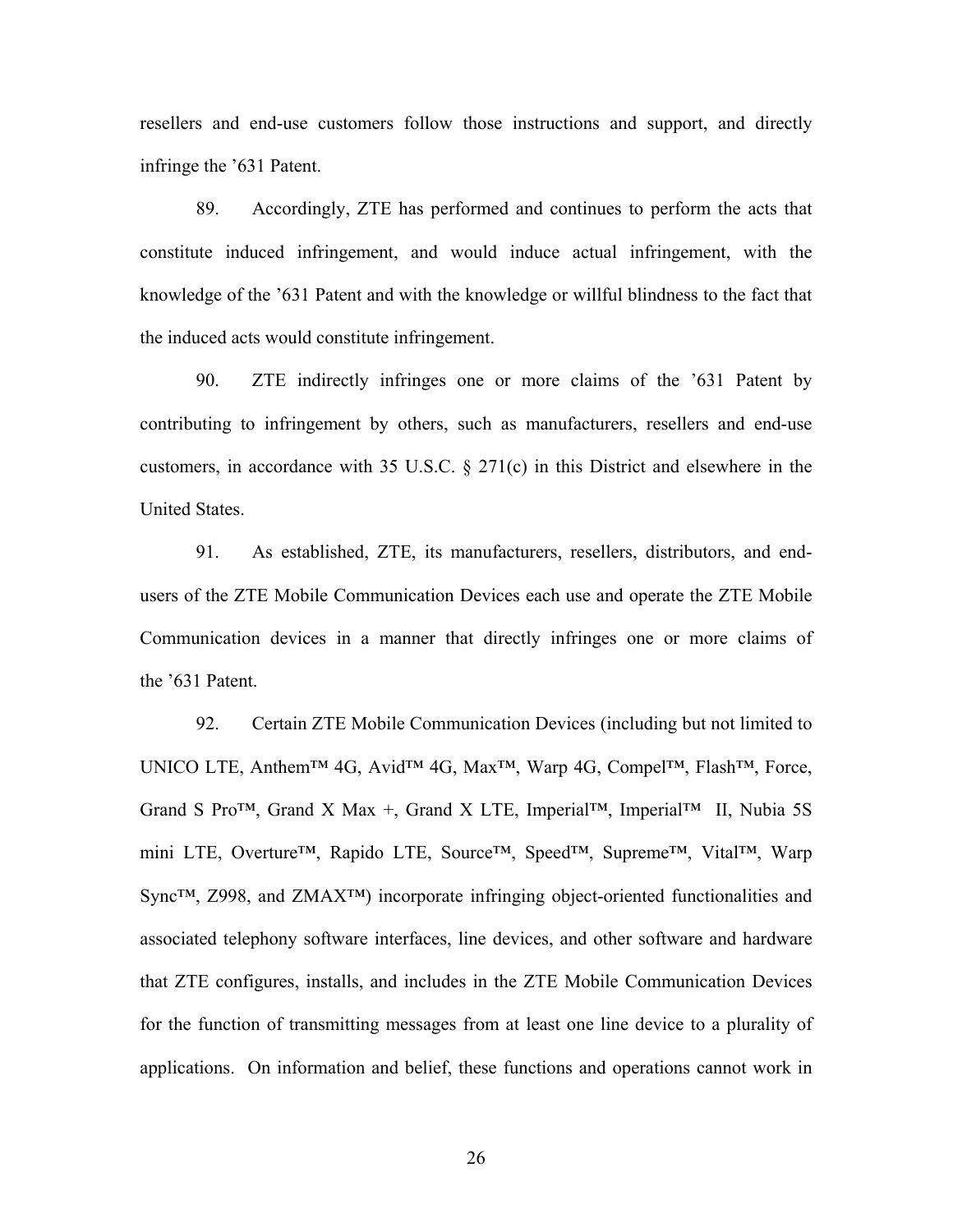resellers and end-use customers follow those instructions and support, and directly infringe the ’631 Patent.

89. Accordingly, ZTE has performed and continues to perform the acts that constitute induced infringement, and would induce actual infringement, with the knowledge of the ’631 Patent and with the knowledge or willful blindness to the fact that the induced acts would constitute infringement.

90. ZTE indirectly infringes one or more claims of the ’631 Patent by contributing to infringement by others, such as manufacturers, resellers and end-use customers, in accordance with 35 U.S.C. § 271(c) in this District and elsewhere in the United States.

91. As established, ZTE, its manufacturers, resellers, distributors, and end-users of the ZTE Mobile Communication Devices each use and operate the ZTE Mobile Communication devices in a manner that directly infringes one or more claims of the ’631 Patent.

92. Certain ZTE Mobile Communication Devices (including but not limited to UNICO LTE, Anthem™ 4G, Avid™ 4G, Max™, Warp 4G, Compel™, Flash™, Force, Grand S Pro™, Grand X Max +, Grand X LTE, Imperial™, Imperial™ II, Nubia 5S mini LTE, Overture™, Rapido LTE, Source™, Speed™, Supreme™, Vital™, Warp Sync™, Z998, and ZMAX™) incorporate infringing object-oriented functionalities and associated telephony software interfaces, line devices, and other software and hardware that ZTE configures, installs, and includes in the ZTE Mobile Communication Devices for the function of transmitting messages from at least one line device to a plurality of applications. On information and belief, these functions and operations cannot work in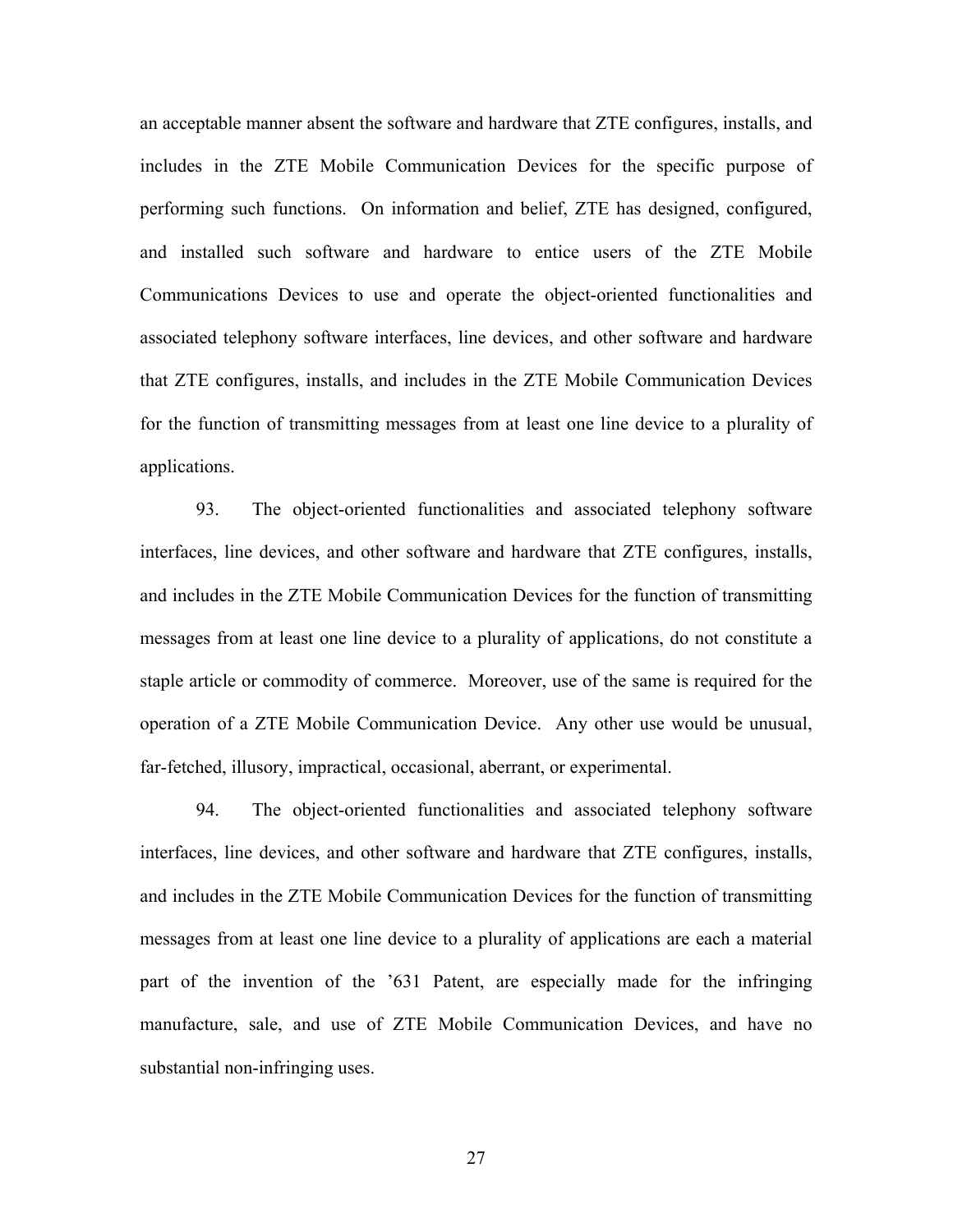an acceptable manner absent the software and hardware that ZTE configures, installs, and includes in the ZTE Mobile Communication Devices for the specific purpose of performing such functions. On information and belief, ZTE has designed, configured, and installed such software and hardware to entice users of the ZTE Mobile Communications Devices to use and operate the object-oriented functionalities and associated telephony software interfaces, line devices, and other software and hardware that ZTE configures, installs, and includes in the ZTE Mobile Communication Devices for the function of transmitting messages from at least one line device to a plurality of applications.

93. The object-oriented functionalities and associated telephony software interfaces, line devices, and other software and hardware that ZTE configures, installs, and includes in the ZTE Mobile Communication Devices for the function of transmitting messages from at least one line device to a plurality of applications, do not constitute a staple article or commodity of commerce. Moreover, use of the same is required for the operation of a ZTE Mobile Communication Device. Any other use would be unusual, far-fetched, illusory, impractical, occasional, aberrant, or experimental.

94. The object-oriented functionalities and associated telephony software interfaces, line devices, and other software and hardware that ZTE configures, installs, and includes in the ZTE Mobile Communication Devices for the function of transmitting messages from at least one line device to a plurality of applications are each a material part of the invention of the '631 Patent, are especially made for the infringing manufacture, sale, and use of ZTE Mobile Communication Devices, and have no substantial non-infringing uses.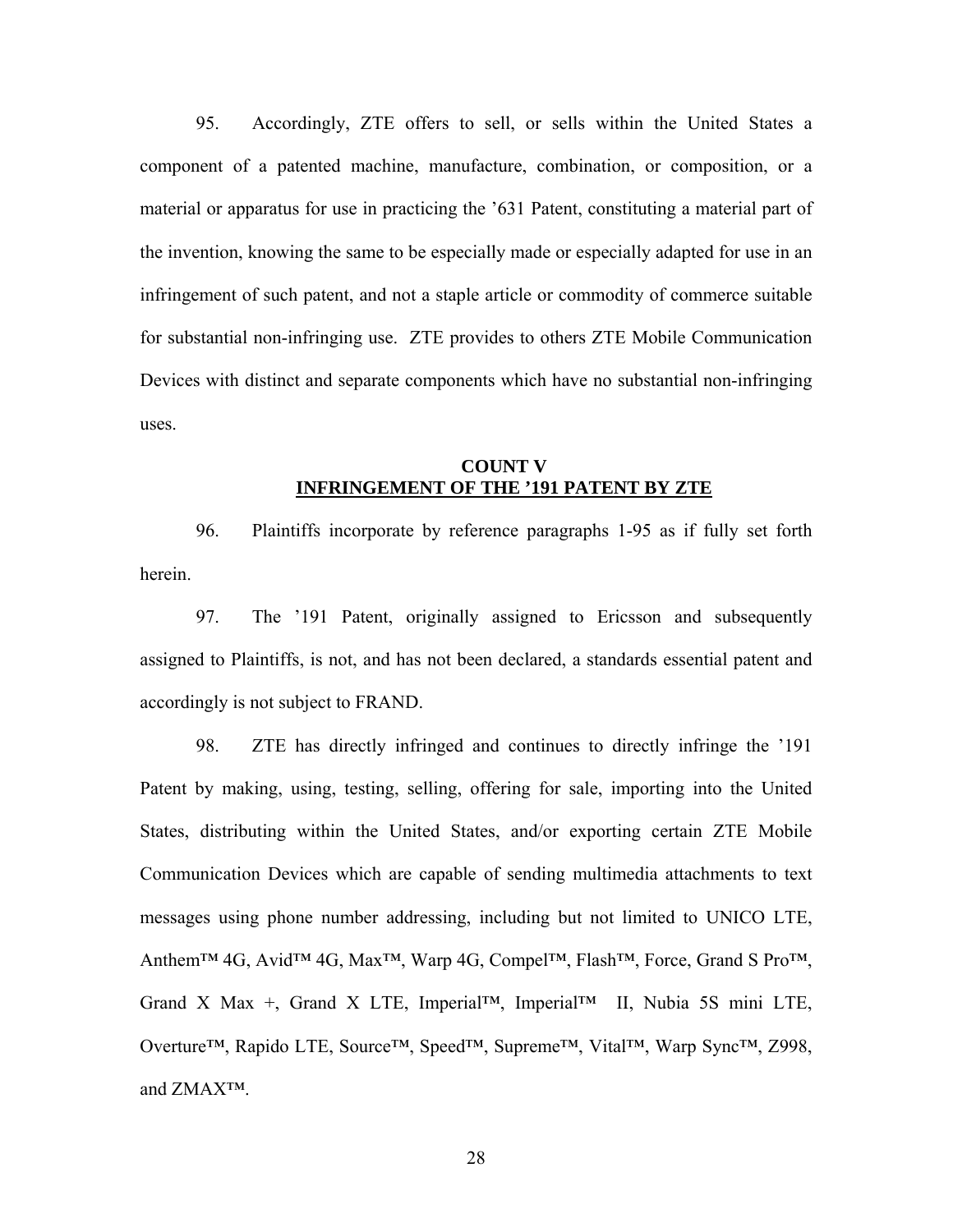95. Accordingly, ZTE offers to sell, or sells within the United States a component of a patented machine, manufacture, combination, or composition, or a material or apparatus for use in practicing the ’631 Patent, constituting a material part of the invention, knowing the same to be especially made or especially adapted for use in an infringement of such patent, and not a staple article or commodity of commerce suitable for substantial non-infringing use. ZTE provides to others ZTE Mobile Communication Devices with distinct and separate components which have no substantial non-infringing uses.

## COUNT V
## INFRINGEMENT OF THE ’191 PATENT BY ZTE

96. Plaintiffs incorporate by reference paragraphs 1-95 as if fully set forth herein.

97. The ’191 Patent, originally assigned to Ericsson and subsequently assigned to Plaintiffs, is not, and has not been declared, a standards essential patent and accordingly is not subject to FRAND.

98. ZTE has directly infringed and continues to directly infringe the ’191 Patent by making, using, testing, selling, offering for sale, importing into the United States, distributing within the United States, and/or exporting certain ZTE Mobile Communication Devices which are capable of sending multimedia attachments to text messages using phone number addressing, including but not limited to UNICO LTE, Anthem™ 4G, Avid™ 4G, Max™, Warp 4G, Compel™, Flash™, Force, Grand S Pro™, Grand X Max +, Grand X LTE, Imperial™, Imperial™ II, Nubia 5S mini LTE, Overture™, Rapido LTE, Source™, Speed™, Supreme™, Vital™, Warp Sync™, Z998, and ZMAX™.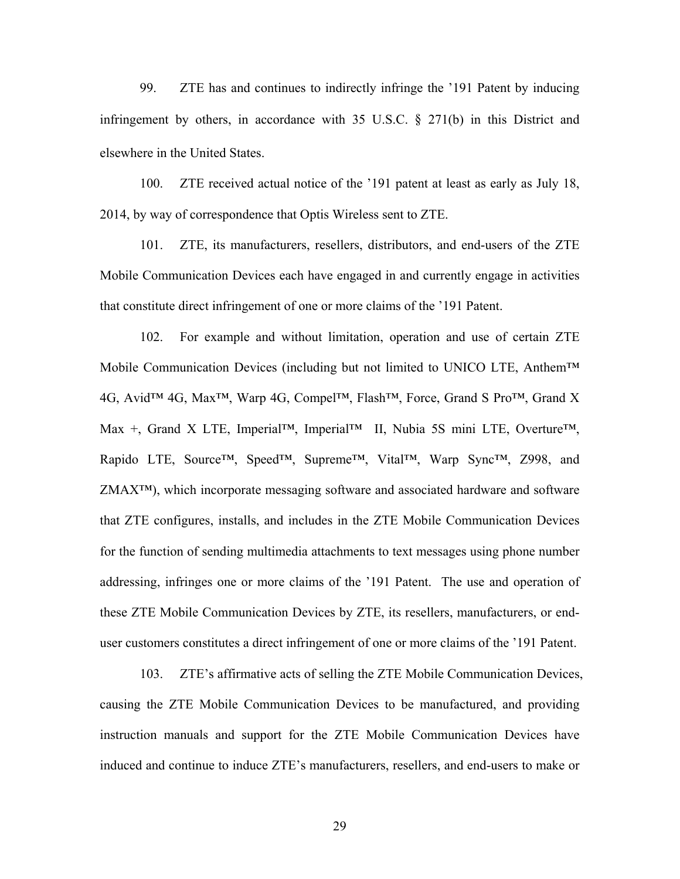99. ZTE has and continues to indirectly infringe the ’191 Patent by inducing infringement by others, in accordance with 35 U.S.C. § 271(b) in this District and elsewhere in the United States.

100. ZTE received actual notice of the ’191 patent at least as early as July 18, 2014, by way of correspondence that Optis Wireless sent to ZTE.

101. ZTE, its manufacturers, resellers, distributors, and end-users of the ZTE Mobile Communication Devices each have engaged in and currently engage in activities that constitute direct infringement of one or more claims of the ’191 Patent.

102. For example and without limitation, operation and use of certain ZTE Mobile Communication Devices (including but not limited to UNICO LTE, Anthem™ 4G, Avid™ 4G, Max™, Warp 4G, Compel™, Flash™, Force, Grand S Pro™, Grand X Max +, Grand X LTE, Imperial™, Imperial™ II, Nubia 5S mini LTE, Overture™, Rapido LTE, Source™, Speed™, Supreme™, Vital™, Warp Sync™, Z998, and ZMAX™), which incorporate messaging software and associated hardware and software that ZTE configures, installs, and includes in the ZTE Mobile Communication Devices for the function of sending multimedia attachments to text messages using phone number addressing, infringes one or more claims of the ’191 Patent. The use and operation of these ZTE Mobile Communication Devices by ZTE, its resellers, manufacturers, or end-user customers constitutes a direct infringement of one or more claims of the ’191 Patent.

103. ZTE’s affirmative acts of selling the ZTE Mobile Communication Devices, causing the ZTE Mobile Communication Devices to be manufactured, and providing instruction manuals and support for the ZTE Mobile Communication Devices have induced and continue to induce ZTE’s manufacturers, resellers, and end-users to make or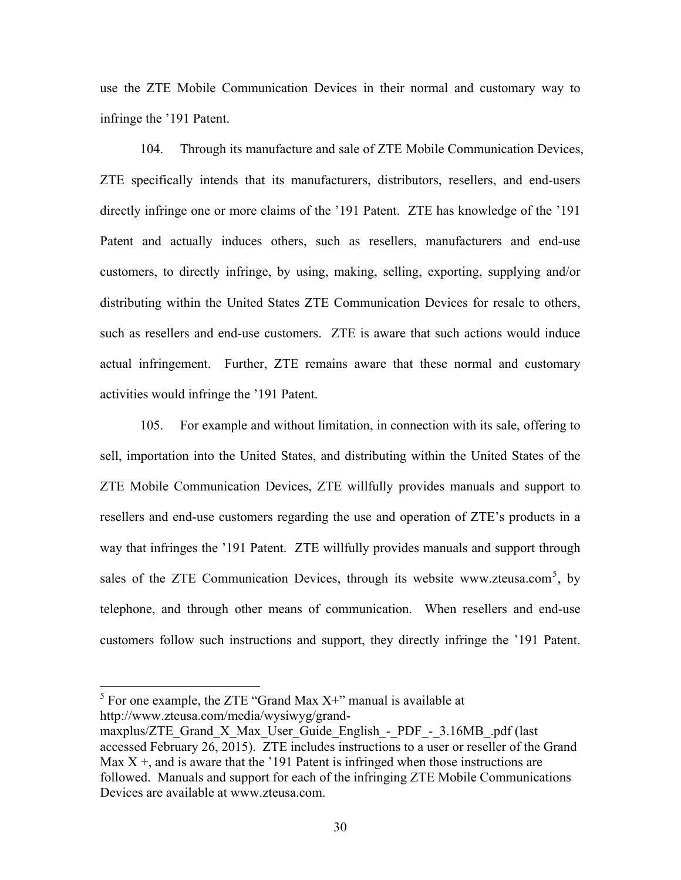use the ZTE Mobile Communication Devices in their normal and customary way to infringe the '191 Patent.

104. Through its manufacture and sale of ZTE Mobile Communication Devices, ZTE specifically intends that its manufacturers, distributors, resellers, and end-users directly infringe one or more claims of the '191 Patent. ZTE has knowledge of the '191 Patent and actually induces others, such as resellers, manufacturers and end-use customers, to directly infringe, by using, making, selling, exporting, supplying and/or distributing within the United States ZTE Communication Devices for resale to others, such as resellers and end-use customers. ZTE is aware that such actions would induce actual infringement. Further, ZTE remains aware that these normal and customary activities would infringe the '191 Patent.

105. For example and without limitation, in connection with its sale, offering to sell, importation into the United States, and distributing within the United States of the ZTE Mobile Communication Devices, ZTE willfully provides manuals and support to resellers and end-use customers regarding the use and operation of ZTE's products in a way that infringes the '191 Patent. ZTE willfully provides manuals and support through sales of the ZTE Communication Devices, through its website www.zteusa.com[5], by telephone, and through other means of communication. When resellers and end-use customers follow such instructions and support, they directly infringe the '191 Patent.

---

[5] For one example, the ZTE "Grand Max X+" manual is available at http://www.zteusa.com/media/wysiwyg/grand-maxplus/ZTE_Grand_X_Max_User_Guide_English_-_PDF_-_3.16MB_.pdf (last accessed February 26, 2015). ZTE includes instructions to a user or reseller of the Grand Max X +, and is aware that the '191 Patent is infringed when those instructions are followed. Manuals and support for each of the infringing ZTE Mobile Communications Devices are available at www.zteusa.com.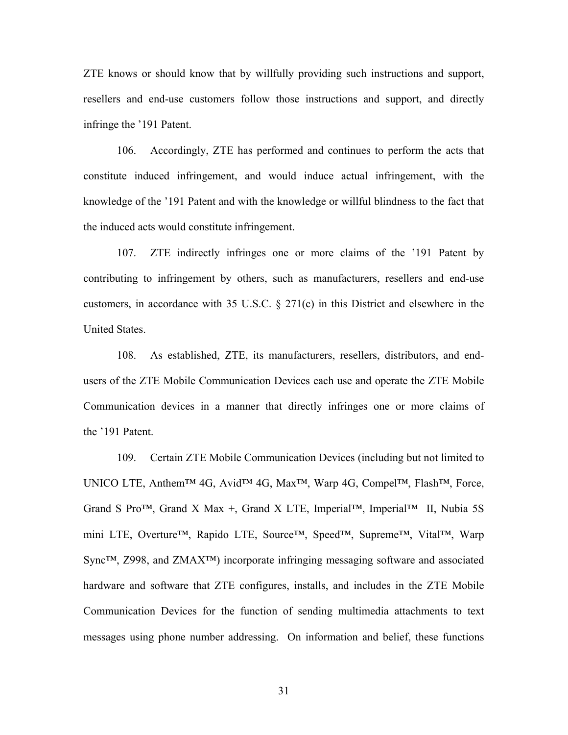ZTE knows or should know that by willfully providing such instructions and support, resellers and end-use customers follow those instructions and support, and directly infringe the ’191 Patent.

106. Accordingly, ZTE has performed and continues to perform the acts that constitute induced infringement, and would induce actual infringement, with the knowledge of the ’191 Patent and with the knowledge or willful blindness to the fact that the induced acts would constitute infringement.

107. ZTE indirectly infringes one or more claims of the ’191 Patent by contributing to infringement by others, such as manufacturers, resellers and end-use customers, in accordance with 35 U.S.C. § 271(c) in this District and elsewhere in the United States.

108. As established, ZTE, its manufacturers, resellers, distributors, and end-users of the ZTE Mobile Communication Devices each use and operate the ZTE Mobile Communication devices in a manner that directly infringes one or more claims of the ’191 Patent.

109. Certain ZTE Mobile Communication Devices (including but not limited to UNICO LTE, Anthem™ 4G, Avid™ 4G, Max™, Warp 4G, Compel™, Flash™, Force, Grand S Pro™, Grand X Max +, Grand X LTE, Imperial™, Imperial™ II, Nubia 5S mini LTE, Overture™, Rapido LTE, Source™, Speed™, Supreme™, Vital™, Warp Sync™, Z998, and ZMAX™) incorporate infringing messaging software and associated hardware and software that ZTE configures, installs, and includes in the ZTE Mobile Communication Devices for the function of sending multimedia attachments to text messages using phone number addressing. On information and belief, these functions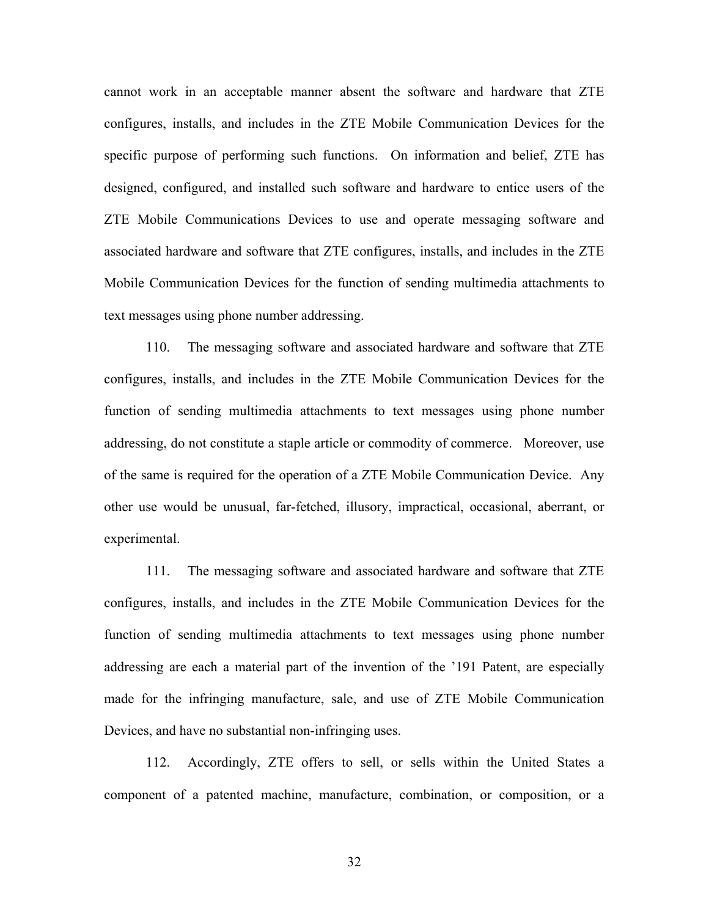cannot work in an acceptable manner absent the software and hardware that ZTE configures, installs, and includes in the ZTE Mobile Communication Devices for the specific purpose of performing such functions. On information and belief, ZTE has designed, configured, and installed such software and hardware to entice users of the ZTE Mobile Communications Devices to use and operate messaging software and associated hardware and software that ZTE configures, installs, and includes in the ZTE Mobile Communication Devices for the function of sending multimedia attachments to text messages using phone number addressing.

110. The messaging software and associated hardware and software that ZTE configures, installs, and includes in the ZTE Mobile Communication Devices for the function of sending multimedia attachments to text messages using phone number addressing, do not constitute a staple article or commodity of commerce. Moreover, use of the same is required for the operation of a ZTE Mobile Communication Device. Any other use would be unusual, far-fetched, illusory, impractical, occasional, aberrant, or experimental.

111. The messaging software and associated hardware and software that ZTE configures, installs, and includes in the ZTE Mobile Communication Devices for the function of sending multimedia attachments to text messages using phone number addressing are each a material part of the invention of the '191 Patent, are especially made for the infringing manufacture, sale, and use of ZTE Mobile Communication Devices, and have no substantial non-infringing uses.

112. Accordingly, ZTE offers to sell, or sells within the United States a component of a patented machine, manufacture, combination, or composition, or a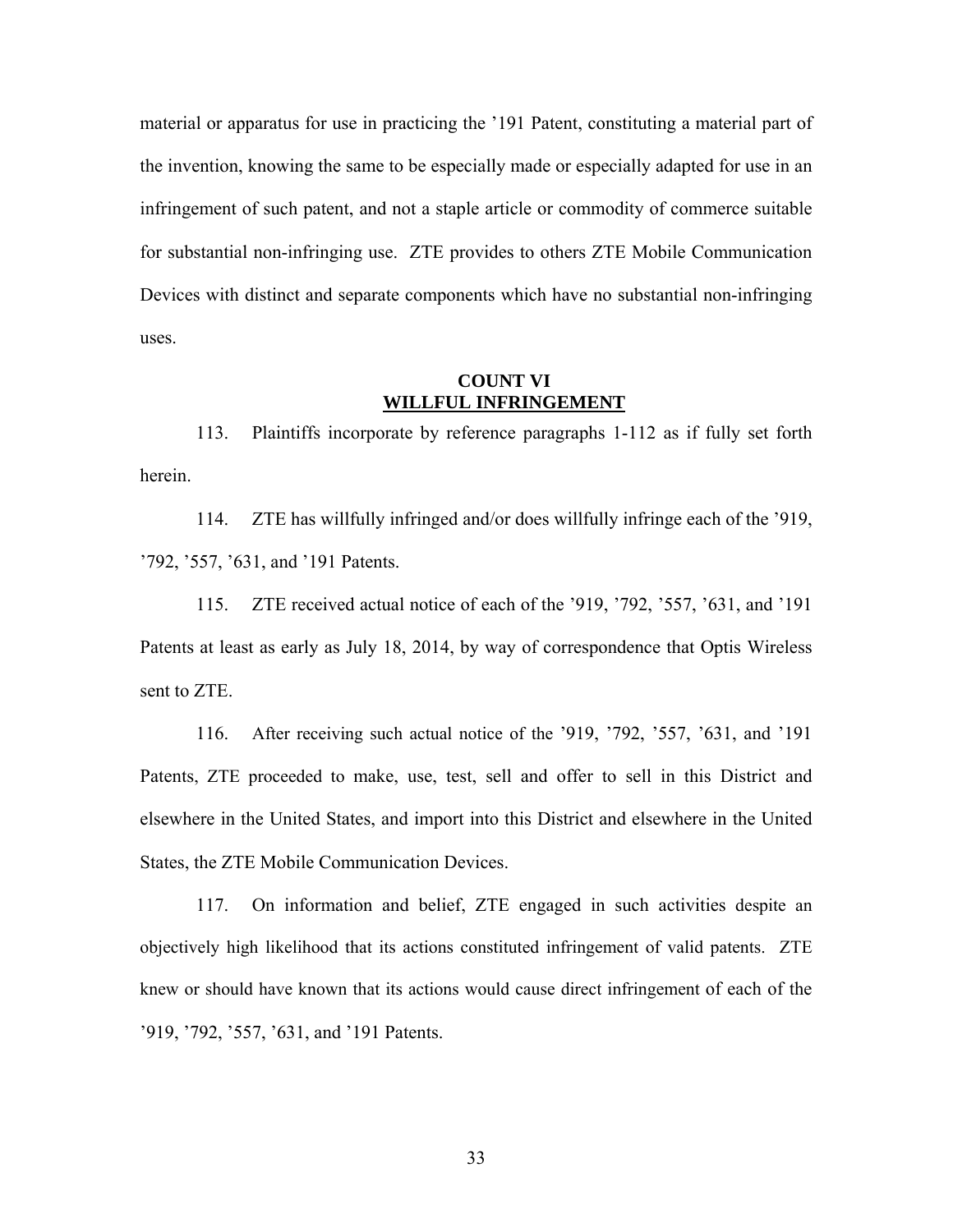material or apparatus for use in practicing the ’191 Patent, constituting a material part of the invention, knowing the same to be especially made or especially adapted for use in an infringement of such patent, and not a staple article or commodity of commerce suitable for substantial non-infringing use. ZTE provides to others ZTE Mobile Communication Devices with distinct and separate components which have no substantial non-infringing uses.

## COUNT VI
## WILLFUL INFRINGEMENT

113. Plaintiffs incorporate by reference paragraphs 1-112 as if fully set forth herein.

114. ZTE has willfully infringed and/or does willfully infringe each of the ’919, ’792, ’557, ’631, and ’191 Patents.

115. ZTE received actual notice of each of the ’919, ’792, ’557, ’631, and ’191 Patents at least as early as July 18, 2014, by way of correspondence that Optis Wireless sent to ZTE.

116. After receiving such actual notice of the ’919, ’792, ’557, ’631, and ’191 Patents, ZTE proceeded to make, use, test, sell and offer to sell in this District and elsewhere in the United States, and import into this District and elsewhere in the United States, the ZTE Mobile Communication Devices.

117. On information and belief, ZTE engaged in such activities despite an objectively high likelihood that its actions constituted infringement of valid patents. ZTE knew or should have known that its actions would cause direct infringement of each of the ’919, ’792, ’557, ’631, and ’191 Patents.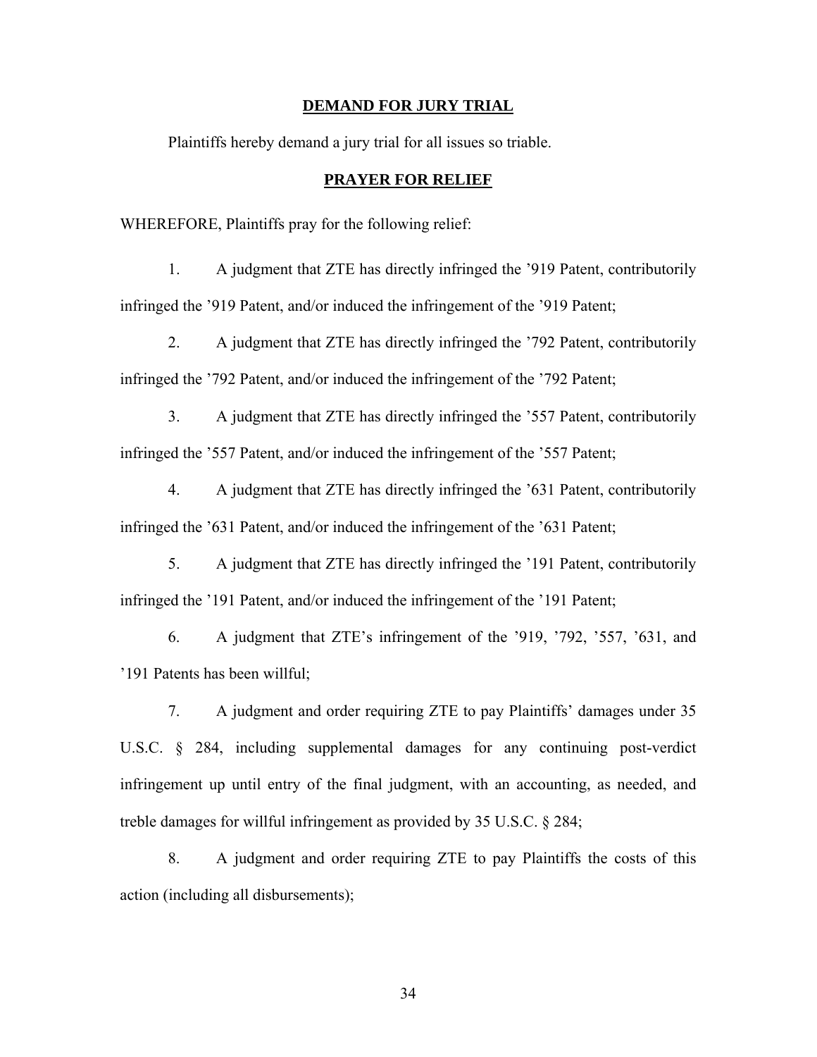## DEMAND FOR JURY TRIAL

Plaintiffs hereby demand a jury trial for all issues so triable.

## PRAYER FOR RELIEF

WHEREFORE, Plaintiffs pray for the following relief:

1. A judgment that ZTE has directly infringed the ’919 Patent, contributorily infringed the ’919 Patent, and/or induced the infringement of the ’919 Patent;

2. A judgment that ZTE has directly infringed the ’792 Patent, contributorily infringed the ’792 Patent, and/or induced the infringement of the ’792 Patent;

3. A judgment that ZTE has directly infringed the ’557 Patent, contributorily infringed the ’557 Patent, and/or induced the infringement of the ’557 Patent;

4. A judgment that ZTE has directly infringed the ’631 Patent, contributorily infringed the ’631 Patent, and/or induced the infringement of the ’631 Patent;

5. A judgment that ZTE has directly infringed the ’191 Patent, contributorily infringed the ’191 Patent, and/or induced the infringement of the ’191 Patent;

6. A judgment that ZTE’s infringement of the ’919, ’792, ’557, ’631, and ’191 Patents has been willful;

7. A judgment and order requiring ZTE to pay Plaintiffs’ damages under 35 U.S.C. § 284, including supplemental damages for any continuing post-verdict infringement up until entry of the final judgment, with an accounting, as needed, and treble damages for willful infringement as provided by 35 U.S.C. § 284;

8. A judgment and order requiring ZTE to pay Plaintiffs the costs of this action (including all disbursements);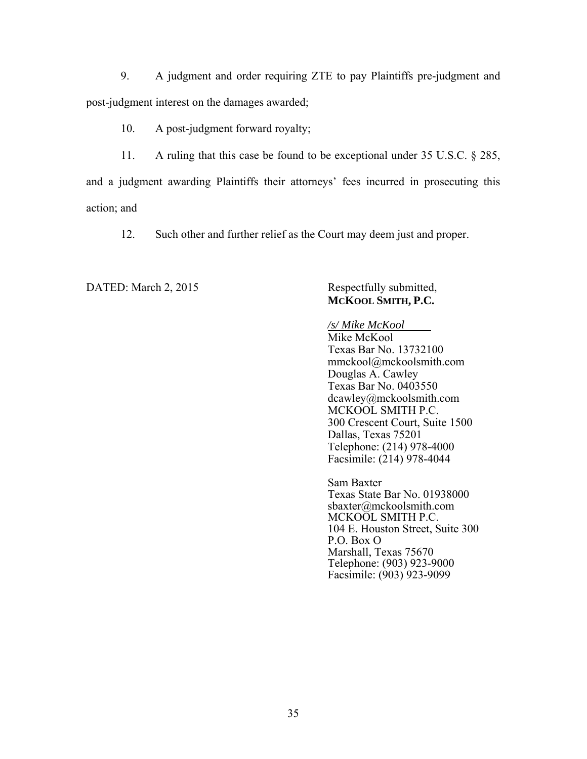9. A judgment and order requiring ZTE to pay Plaintiffs pre-judgment and post-judgment interest on the damages awarded;

10. A post-judgment forward royalty;

11. A ruling that this case be found to be exceptional under 35 U.S.C. § 285, and a judgment awarding Plaintiffs their attorneys' fees incurred in prosecuting this action; and

12. Such other and further relief as the Court may deem just and proper.

DATED: March 2, 2015

Respectfully submitted,
**MCKOOL SMITH, P.C.**

*/s/ Mike McKool*
Mike McKool
Texas Bar No. 13732100
mmckool@mckoolsmith.com
Douglas A. Cawley
Texas Bar No. 0403550
dcawley@mckoolsmith.com
MCKOOL SMITH P.C.
300 Crescent Court, Suite 1500
Dallas, Texas 75201
Telephone: (214) 978-4000
Facsimile: (214) 978-4044

Sam Baxter
Texas State Bar No. 01938000
sbaxter@mckoolsmith.com
MCKOOL SMITH P.C.
104 E. Houston Street, Suite 300
P.O. Box O
Marshall, Texas 75670
Telephone: (903) 923-9000
Facsimile: (903) 923-9099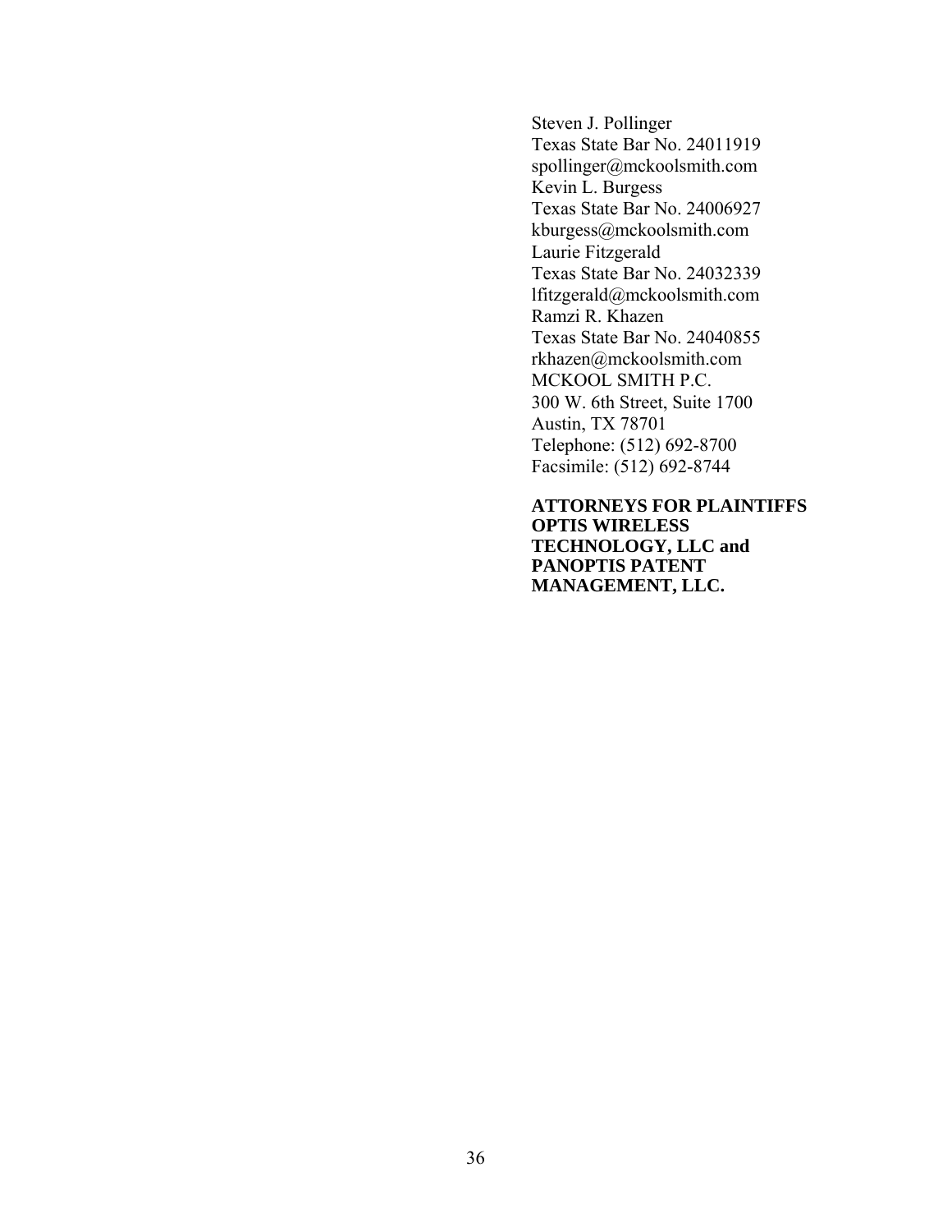Steven J. Pollinger
Texas State Bar No. 24011919
spollinger@mckoolsmith.com
Kevin L. Burgess
Texas State Bar No. 24006927
kburgess@mckoolsmith.com
Laurie Fitzgerald
Texas State Bar No. 24032339
lfitzgerald@mckoolsmith.com
Ramzi R. Khazen
Texas State Bar No. 24040855
rkhazen@mckoolsmith.com
MCKOOL SMITH P.C.
300 W. 6th Street, Suite 1700
Austin, TX 78701
Telephone: (512) 692-8700
Facsimile: (512) 692-8744

**ATTORNEYS FOR PLAINTIFFS OPTIS WIRELESS TECHNOLOGY, LLC and PANOPTIS PATENT MANAGEMENT, LLC.**